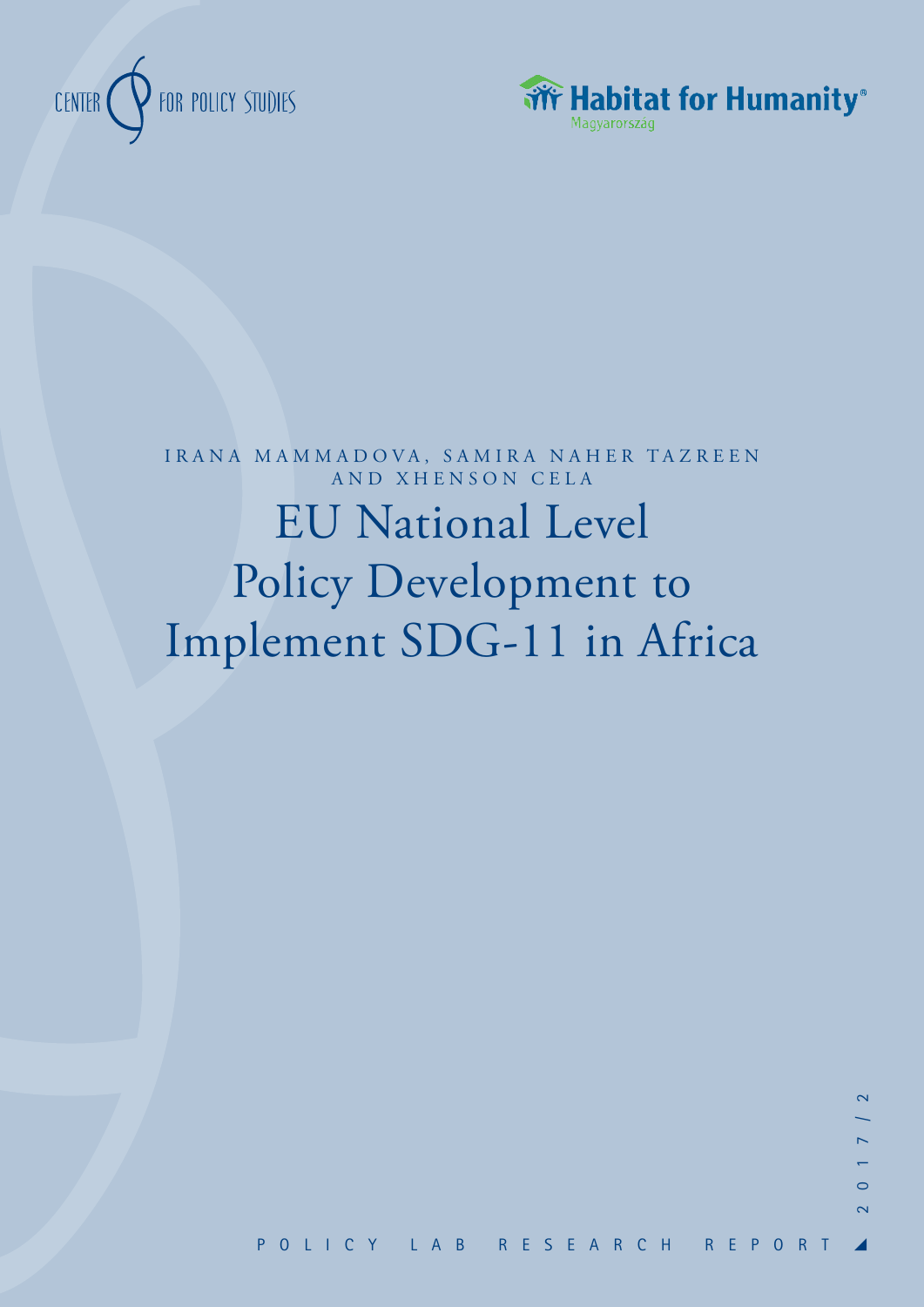CENTER FOR POLICY STUDIES

Habitat for Humanity® Magyarország

IRANA MAMMADOVA, SAMIRA NAHER TAZREEN AND XHENSON CELA

# EU National Level Policy Development to Implement SDG-11 in Africa

2017/2

POLICY LAB RESEARCH REPORT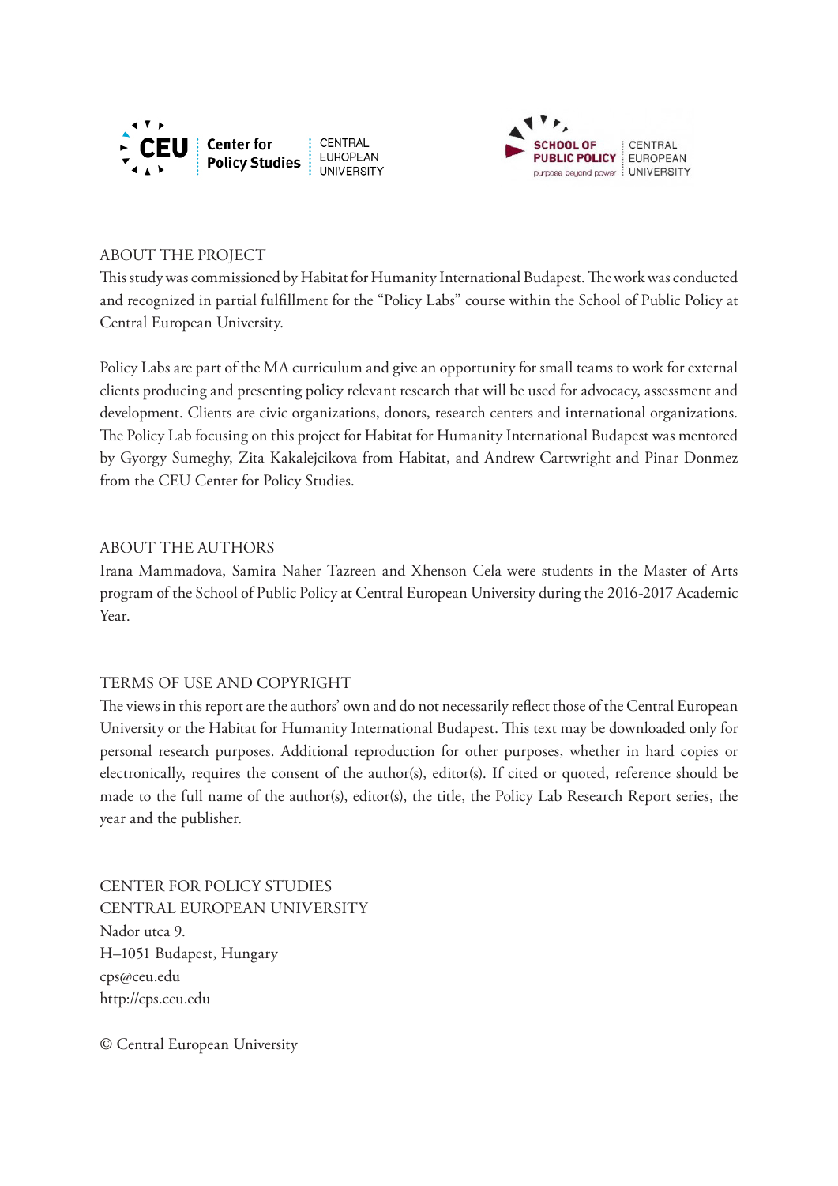CEU Center for Policy Studies | CENTRAL EUROPEAN UNIVERSITY

SCHOOL OF PUBLIC POLICY | CENTRAL EUROPEAN UNIVERSITY
purpose beyond power

## ABOUT THE PROJECT

This study was commissioned by Habitat for Humanity International Budapest. The work was conducted and recognized in partial fulfillment for the "Policy Labs" course within the School of Public Policy at Central European University.

Policy Labs are part of the MA curriculum and give an opportunity for small teams to work for external clients producing and presenting policy relevant research that will be used for advocacy, assessment and development. Clients are civic organizations, donors, research centers and international organizations. The Policy Lab focusing on this project for Habitat for Humanity International Budapest was mentored by Gyorgy Sumeghy, Zita Kakalejcikova from Habitat, and Andrew Cartwright and Pinar Donmez from the CEU Center for Policy Studies.

## ABOUT THE AUTHORS

Irana Mammadova, Samira Naher Tazreen and Xhenson Cela were students in the Master of Arts program of the School of Public Policy at Central European University during the 2016-2017 Academic Year.

## TERMS OF USE AND COPYRIGHT

The views in this report are the authors' own and do not necessarily reflect those of the Central European University or the Habitat for Humanity International Budapest. This text may be downloaded only for personal research purposes. Additional reproduction for other purposes, whether in hard copies or electronically, requires the consent of the author(s), editor(s). If cited or quoted, reference should be made to the full name of the author(s), editor(s), the title, the Policy Lab Research Report series, the year and the publisher.

CENTER FOR POLICY STUDIES
CENTRAL EUROPEAN UNIVERSITY
Nador utca 9.
H–1051 Budapest, Hungary
cps@ceu.edu
http://cps.ceu.edu

© Central European University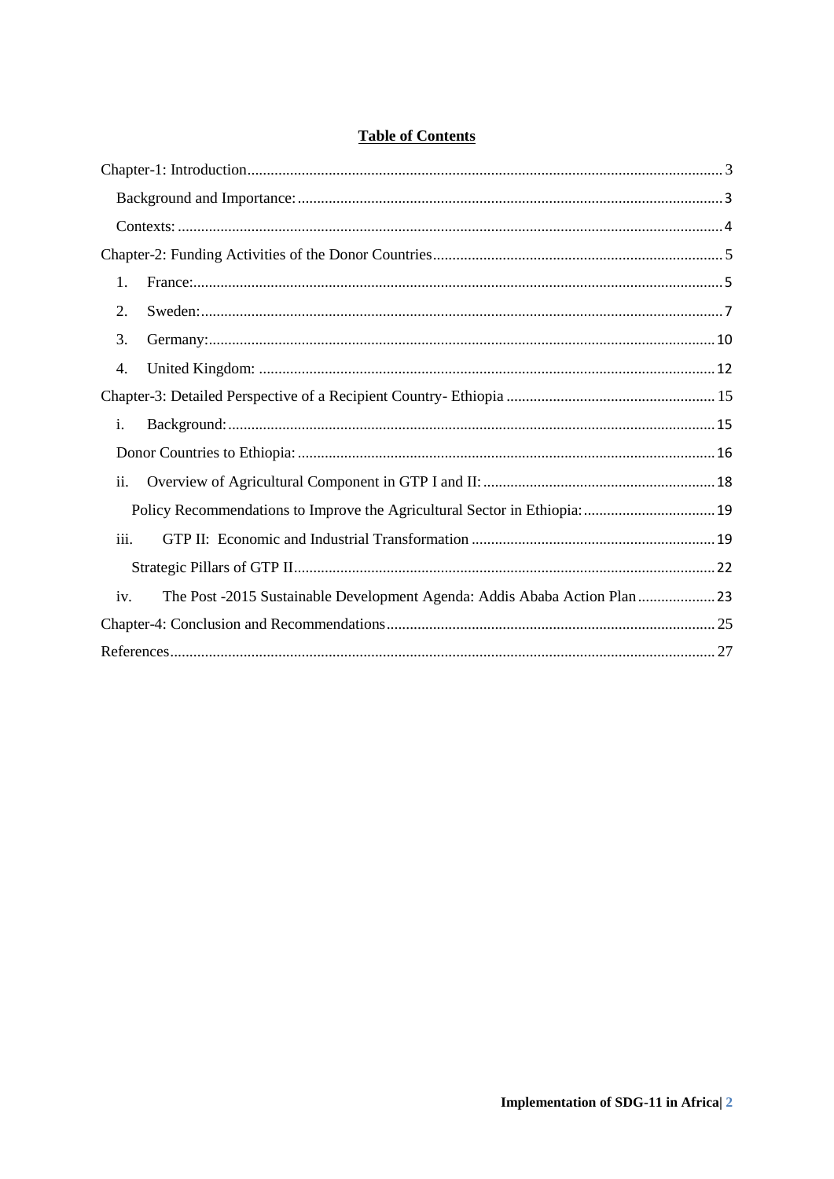**Table of Contents**

Chapter-1: Introduction .......... 3

- Background and Importance: .......... 3
- Contexts: .......... 4

Chapter-2: Funding Activities of the Donor Countries .......... 5

1. France: .......... 5
2. Sweden: .......... 7
3. Germany: .......... 10
4. United Kingdom: .......... 12

Chapter-3: Detailed Perspective of a Recipient Country- Ethiopia .......... 15

- i. Background: .......... 15
- Donor Countries to Ethiopia: .......... 16
- ii. Overview of Agricultural Component in GTP I and II: .......... 18
  - Policy Recommendations to Improve the Agricultural Sector in Ethiopia: .......... 19
- iii. GTP II: Economic and Industrial Transformation .......... 19
  - Strategic Pillars of GTP II .......... 22
- iv. The Post -2015 Sustainable Development Agenda: Addis Ababa Action Plan .......... 23

Chapter-4: Conclusion and Recommendations .......... 25

References .......... 27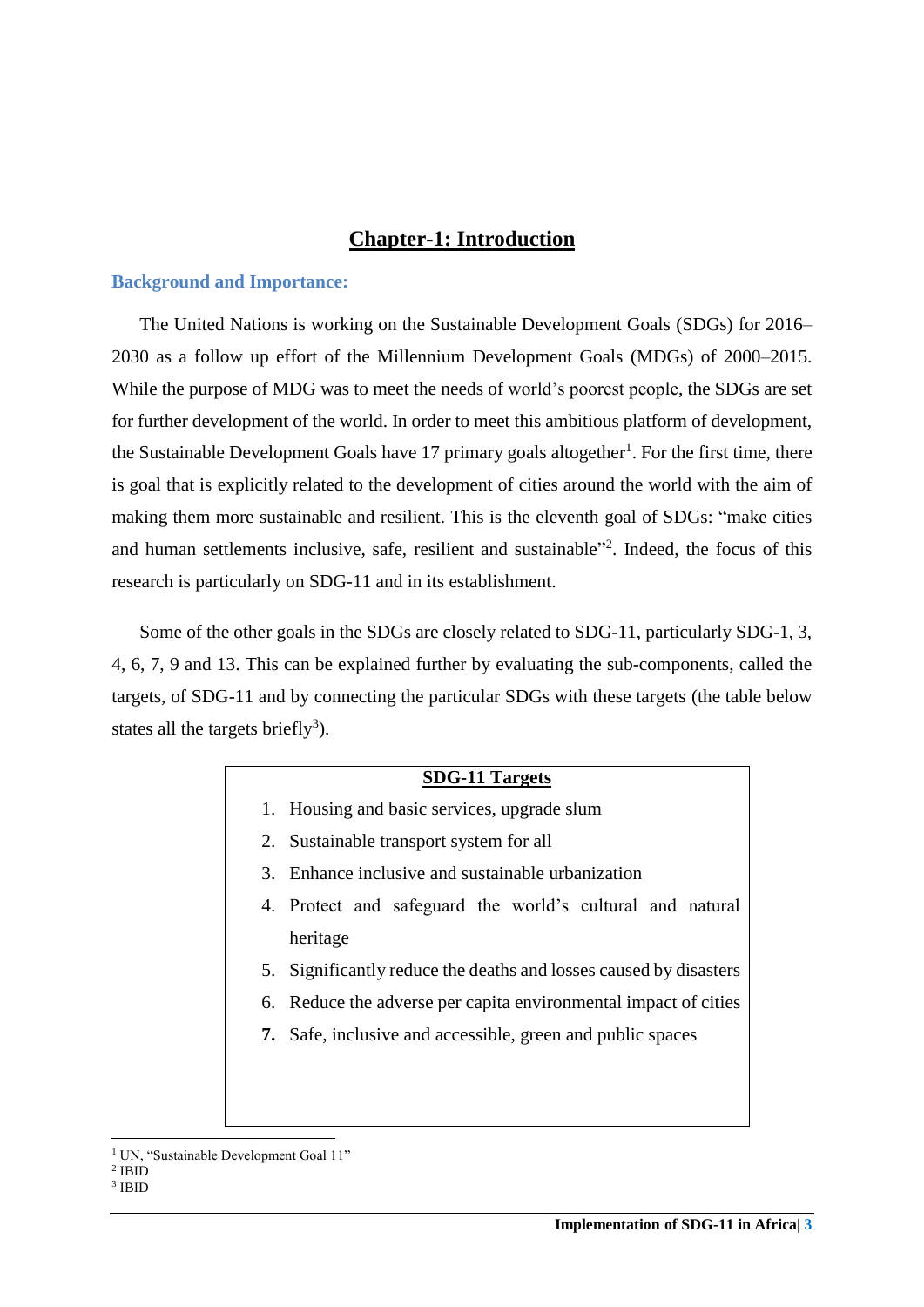# Chapter-1: Introduction

## Background and Importance:

The United Nations is working on the Sustainable Development Goals (SDGs) for 2016–2030 as a follow up effort of the Millennium Development Goals (MDGs) of 2000–2015. While the purpose of MDG was to meet the needs of world's poorest people, the SDGs are set for further development of the world. In order to meet this ambitious platform of development, the Sustainable Development Goals have 17 primary goals altogether[1]. For the first time, there is goal that is explicitly related to the development of cities around the world with the aim of making them more sustainable and resilient. This is the eleventh goal of SDGs: "make cities and human settlements inclusive, safe, resilient and sustainable"[2]. Indeed, the focus of this research is particularly on SDG-11 and in its establishment.

Some of the other goals in the SDGs are closely related to SDG-11, particularly SDG-1, 3, 4, 6, 7, 9 and 13. This can be explained further by evaluating the sub-components, called the targets, of SDG-11 and by connecting the particular SDGs with these targets (the table below states all the targets briefly[3]).

| **SDG-11 Targets** |
| --- |
| 1. Housing and basic services, upgrade slum |
| 2. Sustainable transport system for all |
| 3. Enhance inclusive and sustainable urbanization |
| 4. Protect and safeguard the world's cultural and natural heritage |
| 5. Significantly reduce the deaths and losses caused by disasters |
| 6. Reduce the adverse per capita environmental impact of cities |
| **7.** Safe, inclusive and accessible, green and public spaces |

[1] UN, "Sustainable Development Goal 11"

[2] IBID

[3] IBID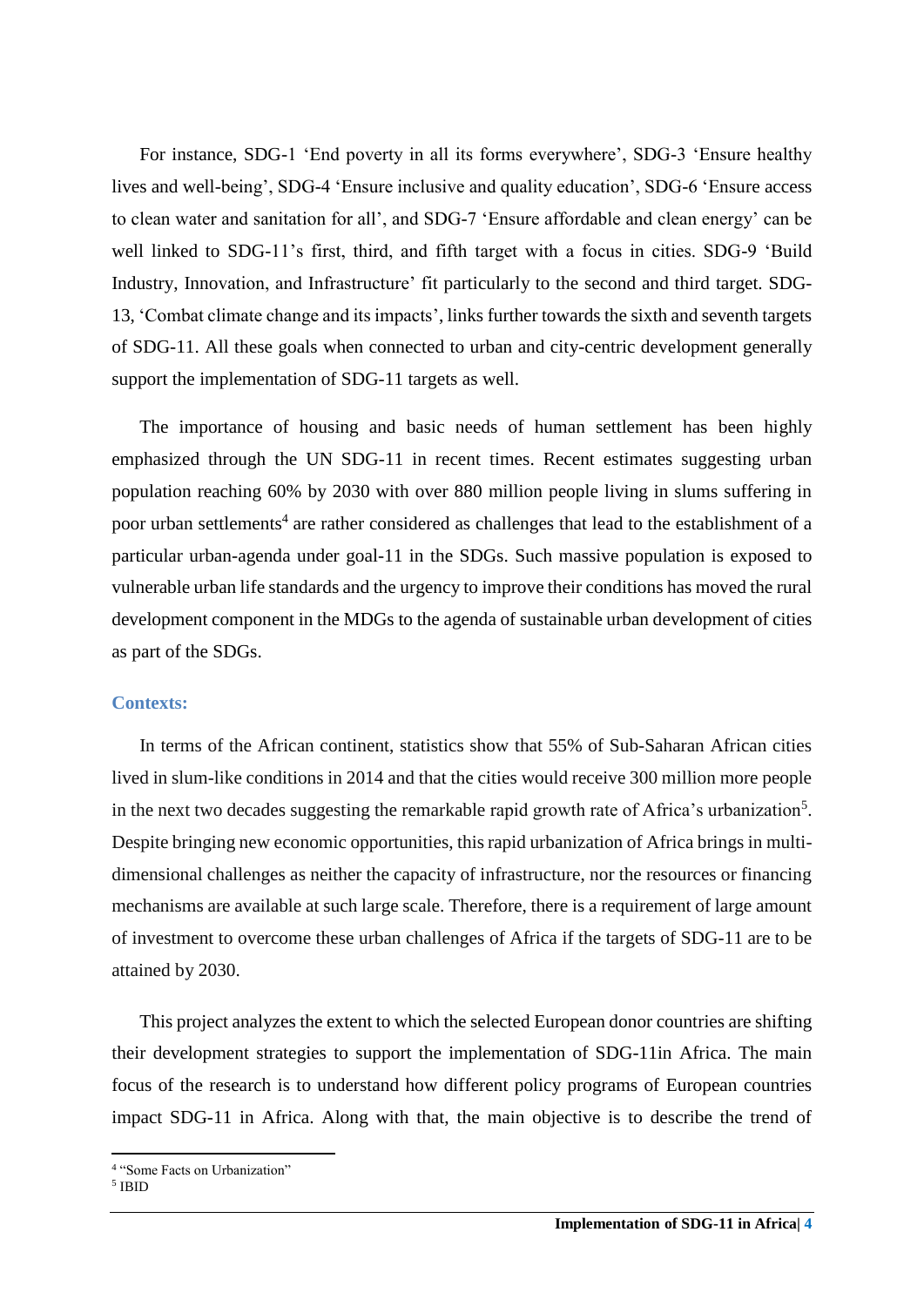For instance, SDG-1 'End poverty in all its forms everywhere', SDG-3 'Ensure healthy lives and well-being', SDG-4 'Ensure inclusive and quality education', SDG-6 'Ensure access to clean water and sanitation for all', and SDG-7 'Ensure affordable and clean energy' can be well linked to SDG-11's first, third, and fifth target with a focus in cities. SDG-9 'Build Industry, Innovation, and Infrastructure' fit particularly to the second and third target. SDG-13, 'Combat climate change and its impacts', links further towards the sixth and seventh targets of SDG-11. All these goals when connected to urban and city-centric development generally support the implementation of SDG-11 targets as well.

The importance of housing and basic needs of human settlement has been highly emphasized through the UN SDG-11 in recent times. Recent estimates suggesting urban population reaching 60% by 2030 with over 880 million people living in slums suffering in poor urban settlements[4] are rather considered as challenges that lead to the establishment of a particular urban-agenda under goal-11 in the SDGs. Such massive population is exposed to vulnerable urban life standards and the urgency to improve their conditions has moved the rural development component in the MDGs to the agenda of sustainable urban development of cities as part of the SDGs.

### Contexts:

In terms of the African continent, statistics show that 55% of Sub-Saharan African cities lived in slum-like conditions in 2014 and that the cities would receive 300 million more people in the next two decades suggesting the remarkable rapid growth rate of Africa's urbanization[5]. Despite bringing new economic opportunities, this rapid urbanization of Africa brings in multi-dimensional challenges as neither the capacity of infrastructure, nor the resources or financing mechanisms are available at such large scale. Therefore, there is a requirement of large amount of investment to overcome these urban challenges of Africa if the targets of SDG-11 are to be attained by 2030.

This project analyzes the extent to which the selected European donor countries are shifting their development strategies to support the implementation of SDG-11in Africa. The main focus of the research is to understand how different policy programs of European countries impact SDG-11 in Africa. Along with that, the main objective is to describe the trend of

---

[4] "Some Facts on Urbanization"

[5] IBID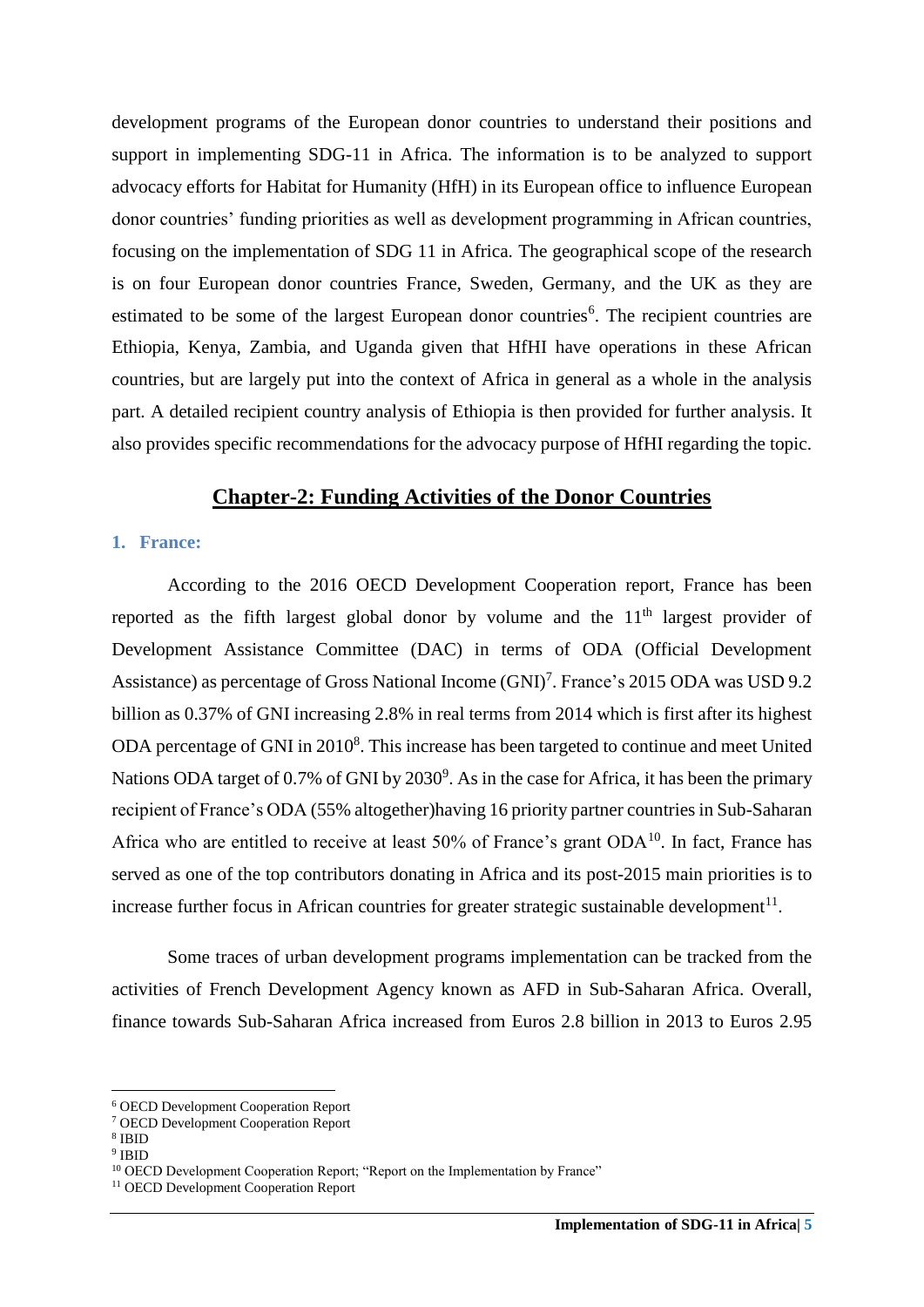development programs of the European donor countries to understand their positions and support in implementing SDG-11 in Africa. The information is to be analyzed to support advocacy efforts for Habitat for Humanity (HfH) in its European office to influence European donor countries' funding priorities as well as development programming in African countries, focusing on the implementation of SDG 11 in Africa. The geographical scope of the research is on four European donor countries France, Sweden, Germany, and the UK as they are estimated to be some of the largest European donor countries[6]. The recipient countries are Ethiopia, Kenya, Zambia, and Uganda given that HfHI have operations in these African countries, but are largely put into the context of Africa in general as a whole in the analysis part. A detailed recipient country analysis of Ethiopia is then provided for further analysis. It also provides specific recommendations for the advocacy purpose of HfHI regarding the topic.

## Chapter-2: Funding Activities of the Donor Countries

### 1. France:

According to the 2016 OECD Development Cooperation report, France has been reported as the fifth largest global donor by volume and the 11th largest provider of Development Assistance Committee (DAC) in terms of ODA (Official Development Assistance) as percentage of Gross National Income (GNI)[7]. France's 2015 ODA was USD 9.2 billion as 0.37% of GNI increasing 2.8% in real terms from 2014 which is first after its highest ODA percentage of GNI in 2010[8]. This increase has been targeted to continue and meet United Nations ODA target of 0.7% of GNI by 2030[9]. As in the case for Africa, it has been the primary recipient of France's ODA (55% altogether)having 16 priority partner countries in Sub-Saharan Africa who are entitled to receive at least 50% of France's grant ODA[10]. In fact, France has served as one of the top contributors donating in Africa and its post-2015 main priorities is to increase further focus in African countries for greater strategic sustainable development[11].

Some traces of urban development programs implementation can be tracked from the activities of French Development Agency known as AFD in Sub-Saharan Africa. Overall, finance towards Sub-Saharan Africa increased from Euros 2.8 billion in 2013 to Euros 2.95

---

[6] OECD Development Cooperation Report
[7] OECD Development Cooperation Report
[8] IBID
[9] IBID
[10] OECD Development Cooperation Report; "Report on the Implementation by France"
[11] OECD Development Cooperation Report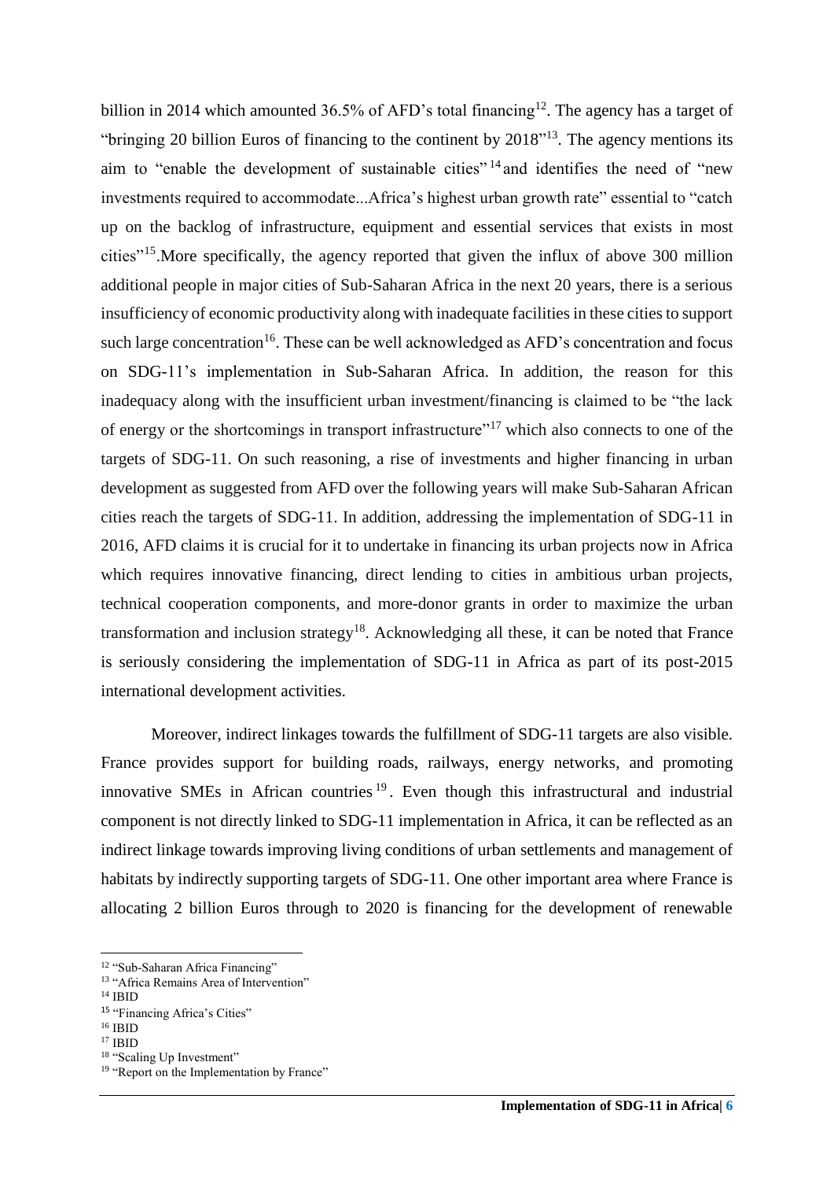billion in 2014 which amounted 36.5% of AFD's total financing[12]. The agency has a target of "bringing 20 billion Euros of financing to the continent by 2018"[13]. The agency mentions its aim to "enable the development of sustainable cities"[14] and identifies the need of "new investments required to accommodate...Africa's highest urban growth rate" essential to "catch up on the backlog of infrastructure, equipment and essential services that exists in most cities"[15].More specifically, the agency reported that given the influx of above 300 million additional people in major cities of Sub-Saharan Africa in the next 20 years, there is a serious insufficiency of economic productivity along with inadequate facilities in these cities to support such large concentration[16]. These can be well acknowledged as AFD's concentration and focus on SDG-11's implementation in Sub-Saharan Africa. In addition, the reason for this inadequacy along with the insufficient urban investment/financing is claimed to be "the lack of energy or the shortcomings in transport infrastructure"[17] which also connects to one of the targets of SDG-11. On such reasoning, a rise of investments and higher financing in urban development as suggested from AFD over the following years will make Sub-Saharan African cities reach the targets of SDG-11. In addition, addressing the implementation of SDG-11 in 2016, AFD claims it is crucial for it to undertake in financing its urban projects now in Africa which requires innovative financing, direct lending to cities in ambitious urban projects, technical cooperation components, and more-donor grants in order to maximize the urban transformation and inclusion strategy[18]. Acknowledging all these, it can be noted that France is seriously considering the implementation of SDG-11 in Africa as part of its post-2015 international development activities.

Moreover, indirect linkages towards the fulfillment of SDG-11 targets are also visible. France provides support for building roads, railways, energy networks, and promoting innovative SMEs in African countries[19]. Even though this infrastructural and industrial component is not directly linked to SDG-11 implementation in Africa, it can be reflected as an indirect linkage towards improving living conditions of urban settlements and management of habitats by indirectly supporting targets of SDG-11. One other important area where France is allocating 2 billion Euros through to 2020 is financing for the development of renewable

---

[12] "Sub-Saharan Africa Financing"
[13] "Africa Remains Area of Intervention"
[14] IBID
[15] "Financing Africa's Cities"
[16] IBID
[17] IBID
[18] "Scaling Up Investment"
[19] "Report on the Implementation by France"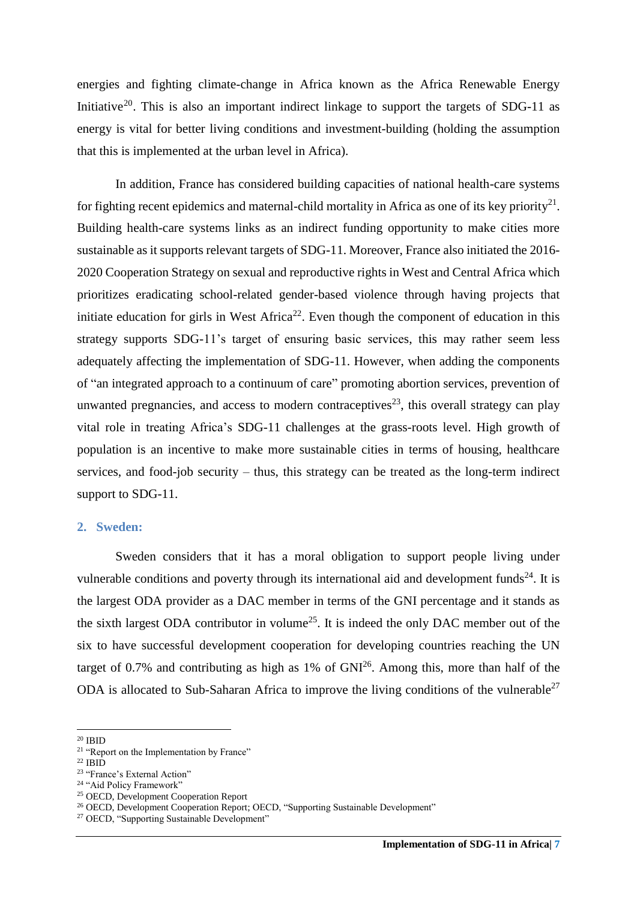energies and fighting climate-change in Africa known as the Africa Renewable Energy Initiative[20]. This is also an important indirect linkage to support the targets of SDG-11 as energy is vital for better living conditions and investment-building (holding the assumption that this is implemented at the urban level in Africa).

In addition, France has considered building capacities of national health-care systems for fighting recent epidemics and maternal-child mortality in Africa as one of its key priority[21]. Building health-care systems links as an indirect funding opportunity to make cities more sustainable as it supports relevant targets of SDG-11. Moreover, France also initiated the 2016-2020 Cooperation Strategy on sexual and reproductive rights in West and Central Africa which prioritizes eradicating school-related gender-based violence through having projects that initiate education for girls in West Africa[22]. Even though the component of education in this strategy supports SDG-11's target of ensuring basic services, this may rather seem less adequately affecting the implementation of SDG-11. However, when adding the components of "an integrated approach to a continuum of care" promoting abortion services, prevention of unwanted pregnancies, and access to modern contraceptives[23], this overall strategy can play vital role in treating Africa's SDG-11 challenges at the grass-roots level. High growth of population is an incentive to make more sustainable cities in terms of housing, healthcare services, and food-job security – thus, this strategy can be treated as the long-term indirect support to SDG-11.

### 2. Sweden:

Sweden considers that it has a moral obligation to support people living under vulnerable conditions and poverty through its international aid and development funds[24]. It is the largest ODA provider as a DAC member in terms of the GNI percentage and it stands as the sixth largest ODA contributor in volume[25]. It is indeed the only DAC member out of the six to have successful development cooperation for developing countries reaching the UN target of 0.7% and contributing as high as 1% of GNI[26]. Among this, more than half of the ODA is allocated to Sub-Saharan Africa to improve the living conditions of the vulnerable[27]

---

[20] IBID
[21] "Report on the Implementation by France"
[22] IBID
[23] "France's External Action"
[24] "Aid Policy Framework"
[25] OECD, Development Cooperation Report
[26] OECD, Development Cooperation Report; OECD, "Supporting Sustainable Development"
[27] OECD, "Supporting Sustainable Development"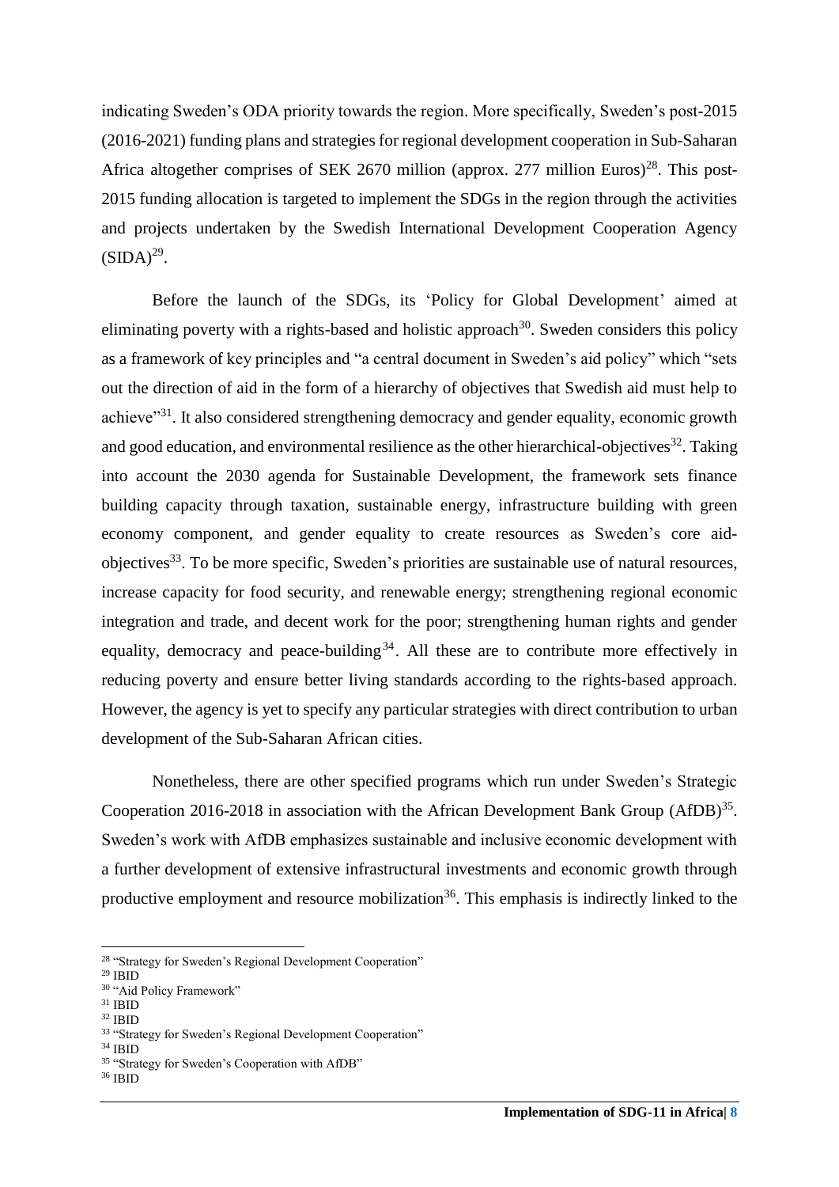indicating Sweden's ODA priority towards the region. More specifically, Sweden's post-2015 (2016-2021) funding plans and strategies for regional development cooperation in Sub-Saharan Africa altogether comprises of SEK 2670 million (approx. 277 million Euros)[28]. This post-2015 funding allocation is targeted to implement the SDGs in the region through the activities and projects undertaken by the Swedish International Development Cooperation Agency (SIDA)[29].

Before the launch of the SDGs, its 'Policy for Global Development' aimed at eliminating poverty with a rights-based and holistic approach[30]. Sweden considers this policy as a framework of key principles and "a central document in Sweden's aid policy" which "sets out the direction of aid in the form of a hierarchy of objectives that Swedish aid must help to achieve"[31]. It also considered strengthening democracy and gender equality, economic growth and good education, and environmental resilience as the other hierarchical-objectives[32]. Taking into account the 2030 agenda for Sustainable Development, the framework sets finance building capacity through taxation, sustainable energy, infrastructure building with green economy component, and gender equality to create resources as Sweden's core aid-objectives[33]. To be more specific, Sweden's priorities are sustainable use of natural resources, increase capacity for food security, and renewable energy; strengthening regional economic integration and trade, and decent work for the poor; strengthening human rights and gender equality, democracy and peace-building[34]. All these are to contribute more effectively in reducing poverty and ensure better living standards according to the rights-based approach. However, the agency is yet to specify any particular strategies with direct contribution to urban development of the Sub-Saharan African cities.

Nonetheless, there are other specified programs which run under Sweden's Strategic Cooperation 2016-2018 in association with the African Development Bank Group (AfDB)[35]. Sweden's work with AfDB emphasizes sustainable and inclusive economic development with a further development of extensive infrastructural investments and economic growth through productive employment and resource mobilization[36]. This emphasis is indirectly linked to the

---

[28] "Strategy for Sweden's Regional Development Cooperation"
[29] IBID
[30] "Aid Policy Framework"
[31] IBID
[32] IBID
[33] "Strategy for Sweden's Regional Development Cooperation"
[34] IBID
[35] "Strategy for Sweden's Cooperation with AfDB"
[36] IBID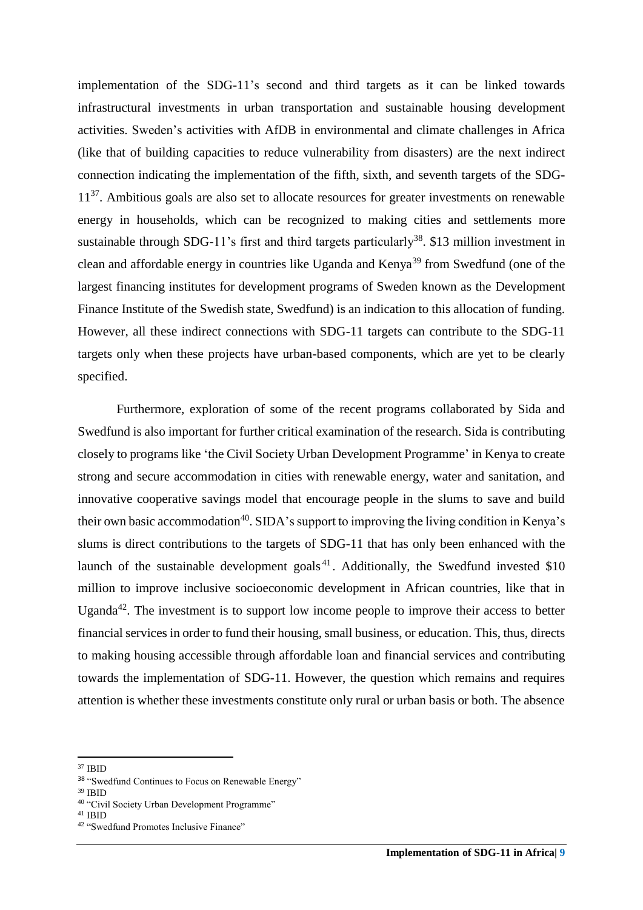implementation of the SDG-11's second and third targets as it can be linked towards infrastructural investments in urban transportation and sustainable housing development activities. Sweden's activities with AfDB in environmental and climate challenges in Africa (like that of building capacities to reduce vulnerability from disasters) are the next indirect connection indicating the implementation of the fifth, sixth, and seventh targets of the SDG-11[37]. Ambitious goals are also set to allocate resources for greater investments on renewable energy in households, which can be recognized to making cities and settlements more sustainable through SDG-11's first and third targets particularly[38]. $13 million investment in clean and affordable energy in countries like Uganda and Kenya[39] from Swedfund (one of the largest financing institutes for development programs of Sweden known as the Development Finance Institute of the Swedish state, Swedfund) is an indication to this allocation of funding. However, all these indirect connections with SDG-11 targets can contribute to the SDG-11 targets only when these projects have urban-based components, which are yet to be clearly specified.

Furthermore, exploration of some of the recent programs collaborated by Sida and Swedfund is also important for further critical examination of the research. Sida is contributing closely to programs like 'the Civil Society Urban Development Programme' in Kenya to create strong and secure accommodation in cities with renewable energy, water and sanitation, and innovative cooperative savings model that encourage people in the slums to save and build their own basic accommodation[40]. SIDA's support to improving the living condition in Kenya's slums is direct contributions to the targets of SDG-11 that has only been enhanced with the launch of the sustainable development goals[41]. Additionally, the Swedfund invested $10 million to improve inclusive socioeconomic development in African countries, like that in Uganda[42]. The investment is to support low income people to improve their access to better financial services in order to fund their housing, small business, or education. This, thus, directs to making housing accessible through affordable loan and financial services and contributing towards the implementation of SDG-11. However, the question which remains and requires attention is whether these investments constitute only rural or urban basis or both. The absence

[37] IBID
[38] "Swedfund Continues to Focus on Renewable Energy"
[39] IBID
[40] "Civil Society Urban Development Programme"
[41] IBID
[42] "Swedfund Promotes Inclusive Finance"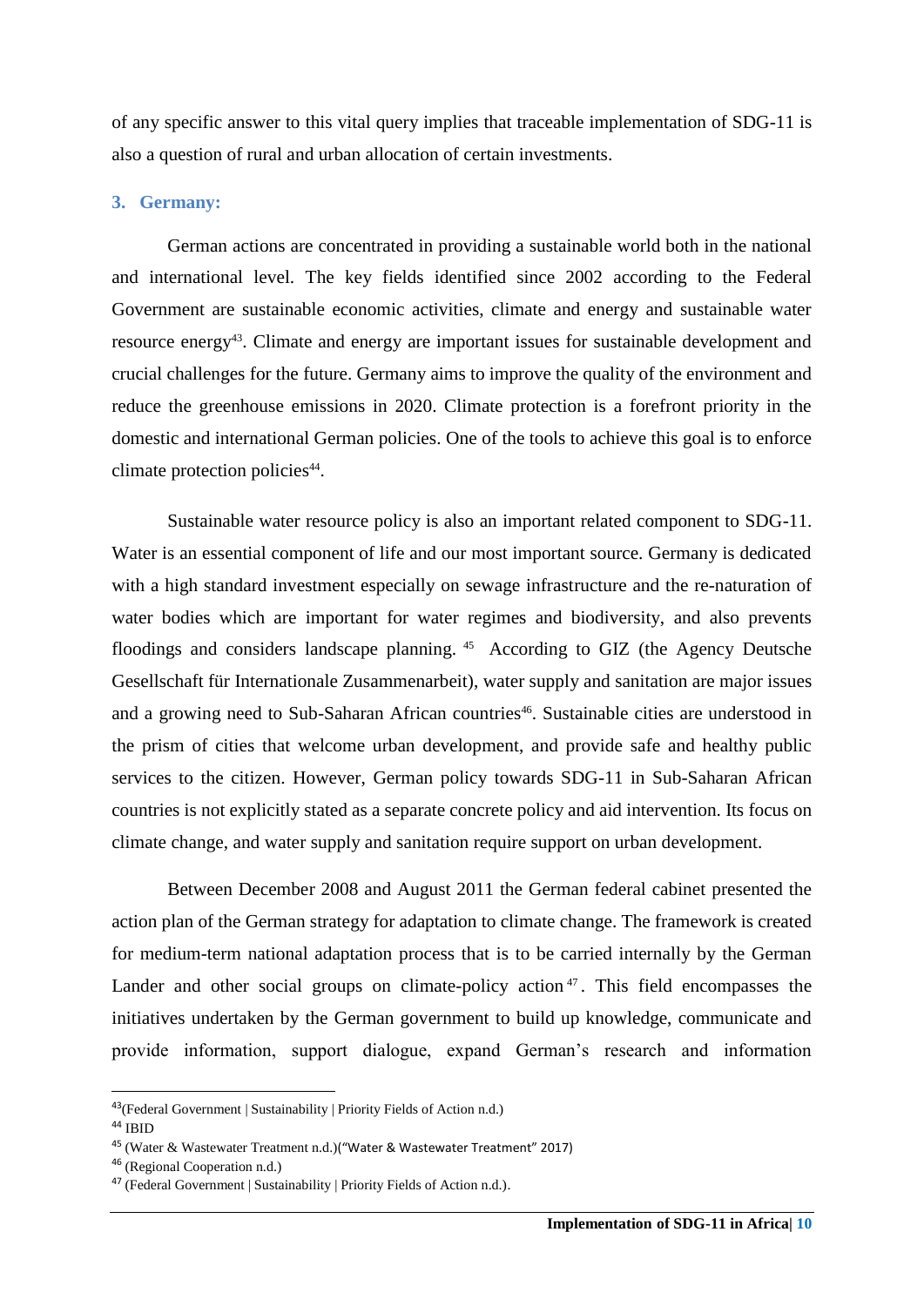of any specific answer to this vital query implies that traceable implementation of SDG-11 is also a question of rural and urban allocation of certain investments.

### 3. Germany:

German actions are concentrated in providing a sustainable world both in the national and international level. The key fields identified since 2002 according to the Federal Government are sustainable economic activities, climate and energy and sustainable water resource energy[43]. Climate and energy are important issues for sustainable development and crucial challenges for the future. Germany aims to improve the quality of the environment and reduce the greenhouse emissions in 2020. Climate protection is a forefront priority in the domestic and international German policies. One of the tools to achieve this goal is to enforce climate protection policies[44].

Sustainable water resource policy is also an important related component to SDG-11. Water is an essential component of life and our most important source. Germany is dedicated with a high standard investment especially on sewage infrastructure and the re-naturation of water bodies which are important for water regimes and biodiversity, and also prevents floodings and considers landscape planning. [45] According to GIZ (the Agency Deutsche Gesellschaft für Internationale Zusammenarbeit), water supply and sanitation are major issues and a growing need to Sub-Saharan African countries[46]. Sustainable cities are understood in the prism of cities that welcome urban development, and provide safe and healthy public services to the citizen. However, German policy towards SDG-11 in Sub-Saharan African countries is not explicitly stated as a separate concrete policy and aid intervention. Its focus on climate change, and water supply and sanitation require support on urban development.

Between December 2008 and August 2011 the German federal cabinet presented the action plan of the German strategy for adaptation to climate change. The framework is created for medium-term national adaptation process that is to be carried internally by the German Lander and other social groups on climate-policy action[47]. This field encompasses the initiatives undertaken by the German government to build up knowledge, communicate and provide information, support dialogue, expand German's research and information

---

[43](Federal Government | Sustainability | Priority Fields of Action n.d.)

[44] IBID

[45] (Water & Wastewater Treatment n.d.)("Water & Wastewater Treatment" 2017)

[46] (Regional Cooperation n.d.)

[47] (Federal Government | Sustainability | Priority Fields of Action n.d.).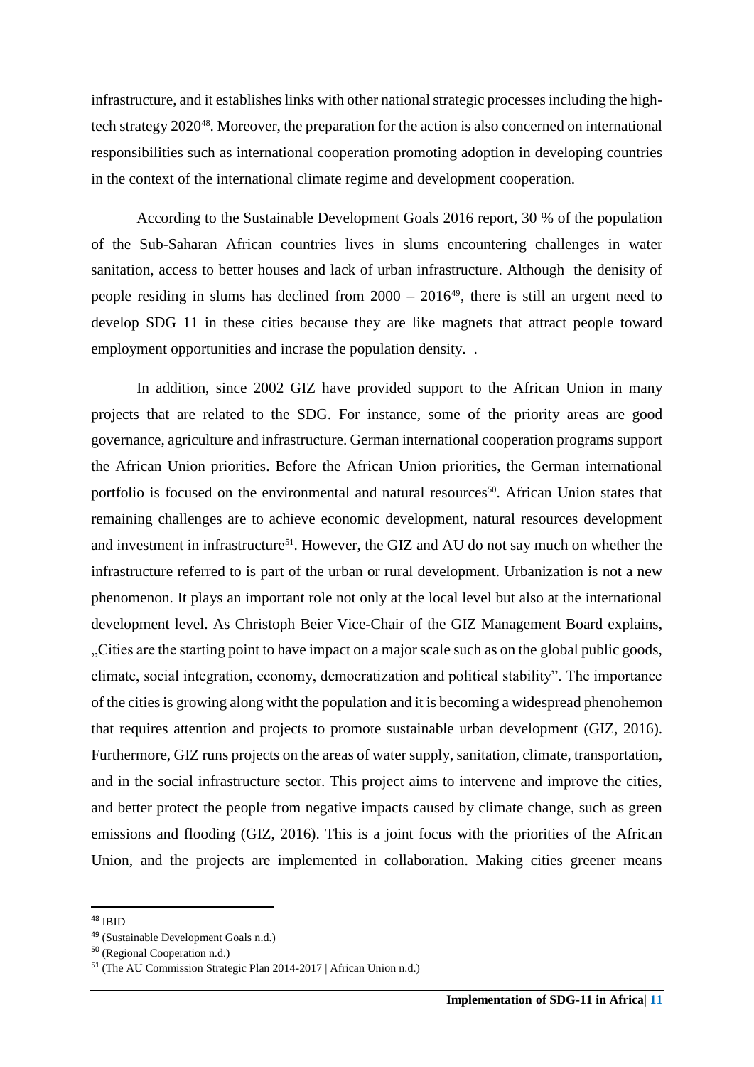infrastructure, and it establishes links with other national strategic processes including the high-tech strategy 2020[48]. Moreover, the preparation for the action is also concerned on international responsibilities such as international cooperation promoting adoption in developing countries in the context of the international climate regime and development cooperation.

According to the Sustainable Development Goals 2016 report, 30 % of the population of the Sub-Saharan African countries lives in slums encountering challenges in water sanitation, access to better houses and lack of urban infrastructure. Although the denisity of people residing in slums has declined from 2000 – 2016[49], there is still an urgent need to develop SDG 11 in these cities because they are like magnets that attract people toward employment opportunities and incrase the population density. .

In addition, since 2002 GIZ have provided support to the African Union in many projects that are related to the SDG. For instance, some of the priority areas are good governance, agriculture and infrastructure. German international cooperation programs support the African Union priorities. Before the African Union priorities, the German international portfolio is focused on the environmental and natural resources[50]. African Union states that remaining challenges are to achieve economic development, natural resources development and investment in infrastructure[51]. However, the GIZ and AU do not say much on whether the infrastructure referred to is part of the urban or rural development. Urbanization is not a new phenomenon. It plays an important role not only at the local level but also at the international development level. As Christoph Beier Vice-Chair of the GIZ Management Board explains, „Cities are the starting point to have impact on a major scale such as on the global public goods, climate, social integration, economy, democratization and political stability". The importance of the cities is growing along witht the population and it is becoming a widespread phenohemon that requires attention and projects to promote sustainable urban development (GIZ, 2016). Furthermore, GIZ runs projects on the areas of water supply, sanitation, climate, transportation, and in the social infrastructure sector. This project aims to intervene and improve the cities, and better protect the people from negative impacts caused by climate change, such as green emissions and flooding (GIZ, 2016). This is a joint focus with the priorities of the African Union, and the projects are implemented in collaboration. Making cities greener means

[48] IBID

[49] (Sustainable Development Goals n.d.)

[50] (Regional Cooperation n.d.)

[51] (The AU Commission Strategic Plan 2014-2017 | African Union n.d.)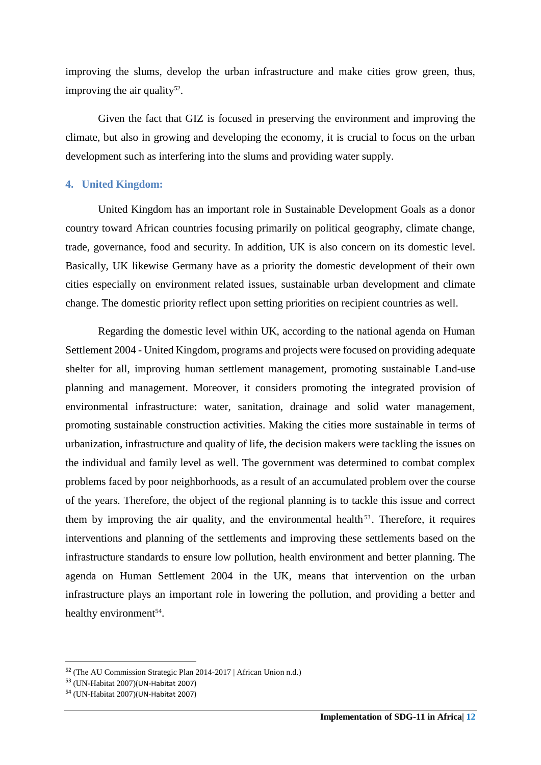improving the slums, develop the urban infrastructure and make cities grow green, thus, improving the air quality[52].

Given the fact that GIZ is focused in preserving the environment and improving the climate, but also in growing and developing the economy, it is crucial to focus on the urban development such as interfering into the slums and providing water supply.

### 4. United Kingdom:

United Kingdom has an important role in Sustainable Development Goals as a donor country toward African countries focusing primarily on political geography, climate change, trade, governance, food and security. In addition, UK is also concern on its domestic level. Basically, UK likewise Germany have as a priority the domestic development of their own cities especially on environment related issues, sustainable urban development and climate change. The domestic priority reflect upon setting priorities on recipient countries as well.

Regarding the domestic level within UK, according to the national agenda on Human Settlement 2004 - United Kingdom, programs and projects were focused on providing adequate shelter for all, improving human settlement management, promoting sustainable Land-use planning and management. Moreover, it considers promoting the integrated provision of environmental infrastructure: water, sanitation, drainage and solid water management, promoting sustainable construction activities. Making the cities more sustainable in terms of urbanization, infrastructure and quality of life, the decision makers were tackling the issues on the individual and family level as well. The government was determined to combat complex problems faced by poor neighborhoods, as a result of an accumulated problem over the course of the years. Therefore, the object of the regional planning is to tackle this issue and correct them by improving the air quality, and the environmental health[53]. Therefore, it requires interventions and planning of the settlements and improving these settlements based on the infrastructure standards to ensure low pollution, health environment and better planning. The agenda on Human Settlement 2004 in the UK, means that intervention on the urban infrastructure plays an important role in lowering the pollution, and providing a better and healthy environment[54].

---

[52] (The AU Commission Strategic Plan 2014-2017 | African Union n.d.)

[53] (UN-Habitat 2007)(UN-Habitat 2007)

[54] (UN-Habitat 2007)(UN-Habitat 2007)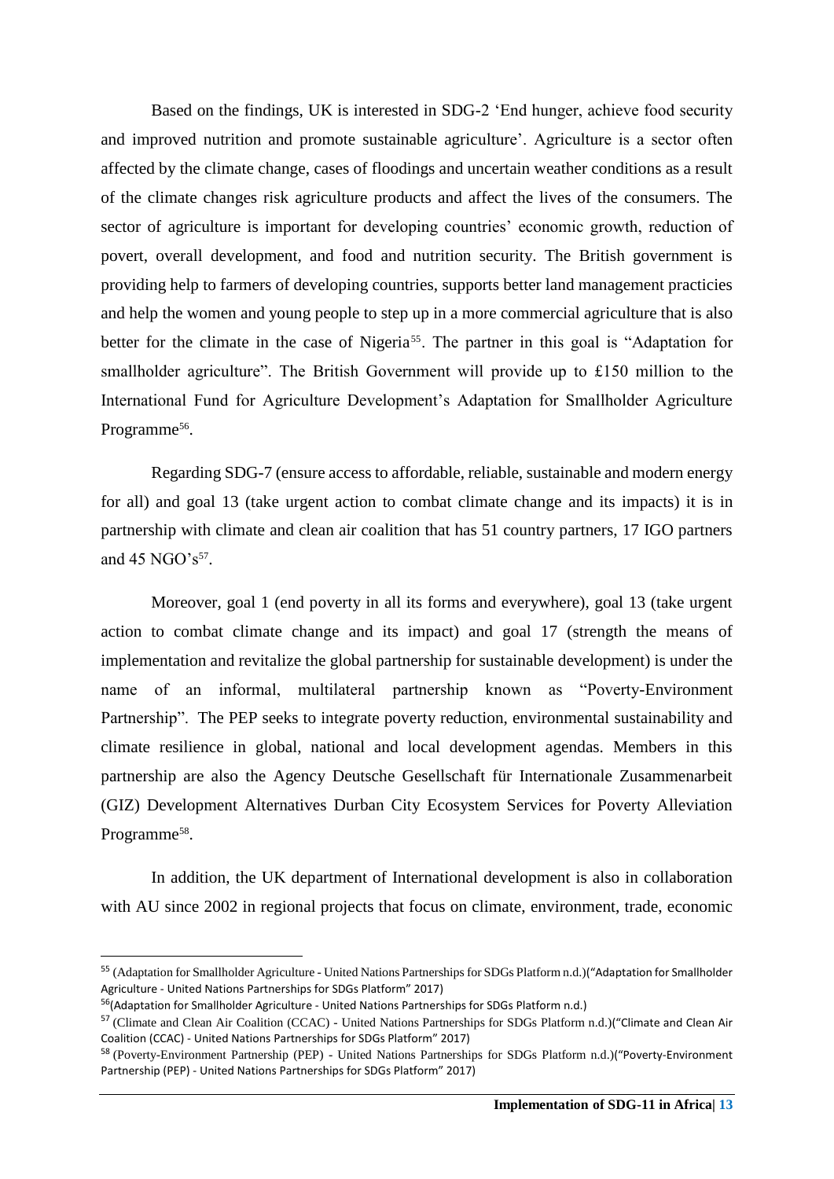Based on the findings, UK is interested in SDG-2 'End hunger, achieve food security and improved nutrition and promote sustainable agriculture'. Agriculture is a sector often affected by the climate change, cases of floodings and uncertain weather conditions as a result of the climate changes risk agriculture products and affect the lives of the consumers. The sector of agriculture is important for developing countries' economic growth, reduction of povert, overall development, and food and nutrition security. The British government is providing help to farmers of developing countries, supports better land management practicies and help the women and young people to step up in a more commercial agriculture that is also better for the climate in the case of Nigeria[55]. The partner in this goal is "Adaptation for smallholder agriculture". The British Government will provide up to £150 million to the International Fund for Agriculture Development's Adaptation for Smallholder Agriculture Programme[56].

Regarding SDG-7 (ensure access to affordable, reliable, sustainable and modern energy for all) and goal 13 (take urgent action to combat climate change and its impacts) it is in partnership with climate and clean air coalition that has 51 country partners, 17 IGO partners and 45 NGO's[57].

Moreover, goal 1 (end poverty in all its forms and everywhere), goal 13 (take urgent action to combat climate change and its impact) and goal 17 (strength the means of implementation and revitalize the global partnership for sustainable development) is under the name of an informal, multilateral partnership known as "Poverty-Environment Partnership". The PEP seeks to integrate poverty reduction, environmental sustainability and climate resilience in global, national and local development agendas. Members in this partnership are also the Agency Deutsche Gesellschaft für Internationale Zusammenarbeit (GIZ) Development Alternatives Durban City Ecosystem Services for Poverty Alleviation Programme[58].

In addition, the UK department of International development is also in collaboration with AU since 2002 in regional projects that focus on climate, environment, trade, economic

---

[55] (Adaptation for Smallholder Agriculture - United Nations Partnerships for SDGs Platform n.d.)("Adaptation for Smallholder Agriculture - United Nations Partnerships for SDGs Platform" 2017)

[56](Adaptation for Smallholder Agriculture - United Nations Partnerships for SDGs Platform n.d.)

[57] (Climate and Clean Air Coalition (CCAC) - United Nations Partnerships for SDGs Platform n.d.)("Climate and Clean Air Coalition (CCAC) - United Nations Partnerships for SDGs Platform" 2017)

[58] (Poverty-Environment Partnership (PEP) - United Nations Partnerships for SDGs Platform n.d.)("Poverty-Environment Partnership (PEP) - United Nations Partnerships for SDGs Platform" 2017)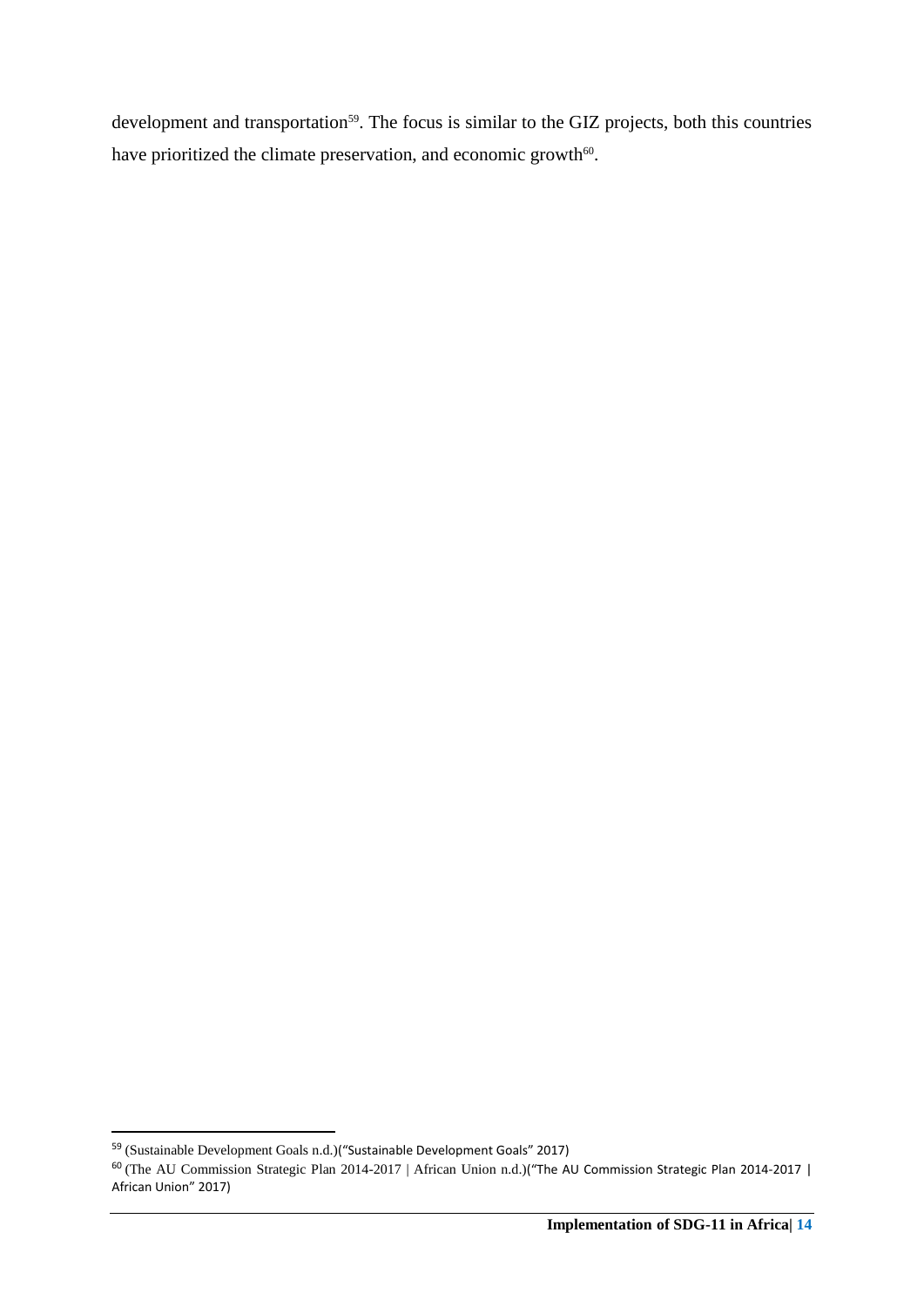development and transportation[59]. The focus is similar to the GIZ projects, both this countries have prioritized the climate preservation, and economic growth[60].

[59] (Sustainable Development Goals n.d.)("Sustainable Development Goals" 2017)

[60] (The AU Commission Strategic Plan 2014-2017 | African Union n.d.)("The AU Commission Strategic Plan 2014-2017 | African Union" 2017)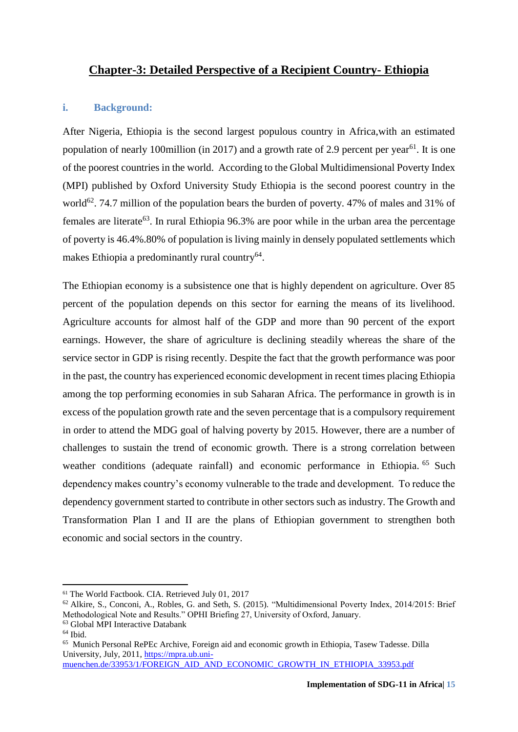# Chapter-3: Detailed Perspective of a Recipient Country- Ethiopia

## i. Background:

After Nigeria, Ethiopia is the second largest populous country in Africa,with an estimated population of nearly 100million (in 2017) and a growth rate of 2.9 percent per year[61]. It is one of the poorest countries in the world. According to the Global Multidimensional Poverty Index (MPI) published by Oxford University Study Ethiopia is the second poorest country in the world[62]. 74.7 million of the population bears the burden of poverty. 47% of males and 31% of females are literate[63]. In rural Ethiopia 96.3% are poor while in the urban area the percentage of poverty is 46.4%.80% of population is living mainly in densely populated settlements which makes Ethiopia a predominantly rural country[64].

The Ethiopian economy is a subsistence one that is highly dependent on agriculture. Over 85 percent of the population depends on this sector for earning the means of its livelihood. Agriculture accounts for almost half of the GDP and more than 90 percent of the export earnings. However, the share of agriculture is declining steadily whereas the share of the service sector in GDP is rising recently. Despite the fact that the growth performance was poor in the past, the country has experienced economic development in recent times placing Ethiopia among the top performing economies in sub Saharan Africa. The performance in growth is in excess of the population growth rate and the seven percentage that is a compulsory requirement in order to attend the MDG goal of halving poverty by 2015. However, there are a number of challenges to sustain the trend of economic growth. There is a strong correlation between weather conditions (adequate rainfall) and economic performance in Ethiopia. [65] Such dependency makes country's economy vulnerable to the trade and development. To reduce the dependency government started to contribute in other sectors such as industry. The Growth and Transformation Plan I and II are the plans of Ethiopian government to strengthen both economic and social sectors in the country.

---

[61] The World Factbook. CIA. Retrieved July 01, 2017

[62] Alkire, S., Conconi, A., Robles, G. and Seth, S. (2015). "Multidimensional Poverty Index, 2014/2015: Brief Methodological Note and Results." OPHI Briefing 27, University of Oxford, January.

[63] Global MPI Interactive Databank

[64] Ibid.

[65] Munich Personal RePEc Archive, Foreign aid and economic growth in Ethiopia, Tasew Tadesse. Dilla University, July, 2011, https://mpra.ub.uni-muenchen.de/33953/1/FOREIGN_AID_AND_ECONOMIC_GROWTH_IN_ETHIOPIA_33953.pdf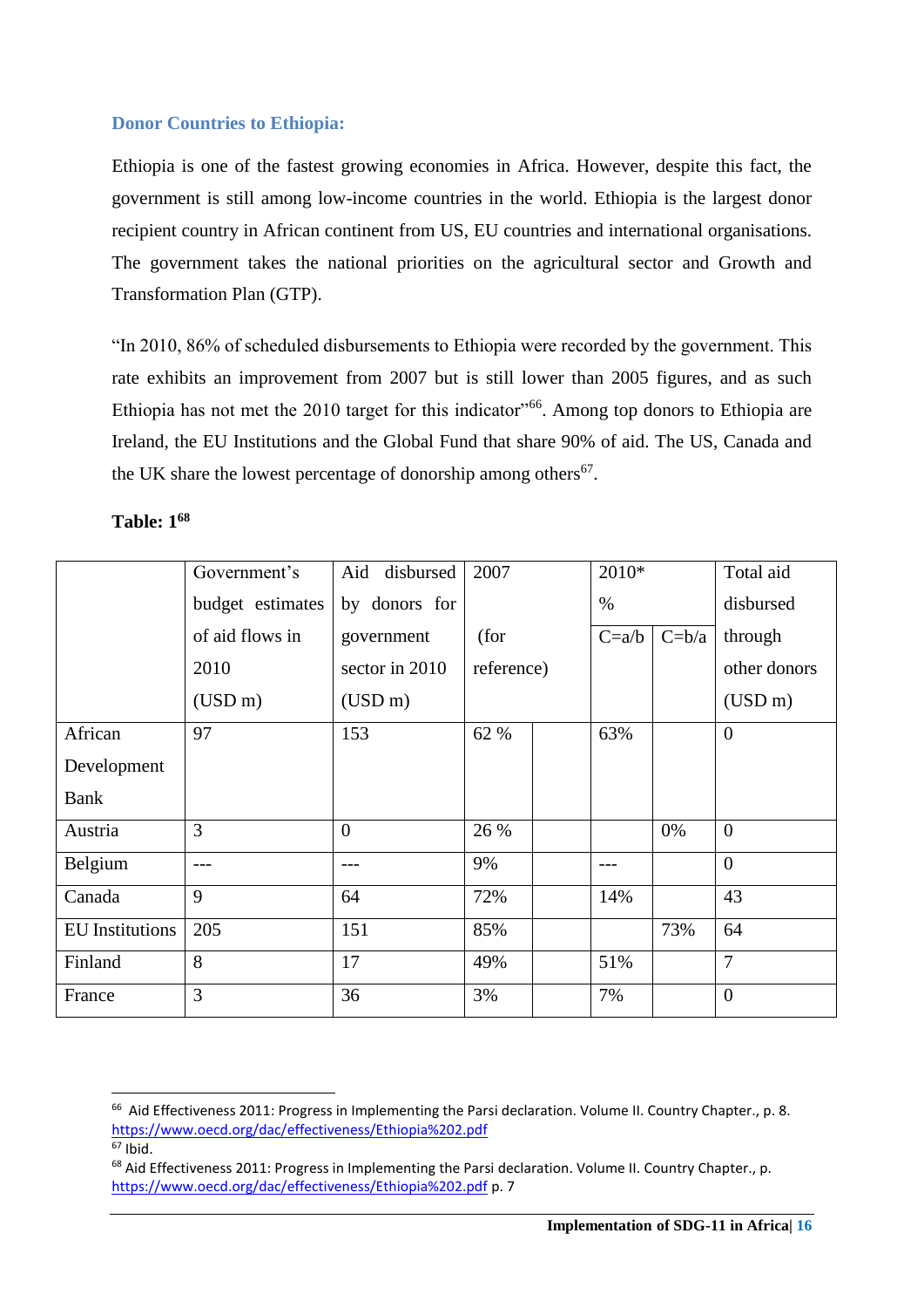### Donor Countries to Ethiopia:

Ethiopia is one of the fastest growing economies in Africa. However, despite this fact, the government is still among low-income countries in the world. Ethiopia is the largest donor recipient country in African continent from US, EU countries and international organisations. The government takes the national priorities on the agricultural sector and Growth and Transformation Plan (GTP).

"In 2010, 86% of scheduled disbursements to Ethiopia were recorded by the government. This rate exhibits an improvement from 2007 but is still lower than 2005 figures, and as such Ethiopia has not met the 2010 target for this indicator"[66]. Among top donors to Ethiopia are Ireland, the EU Institutions and the Global Fund that share 90% of aid. The US, Canada and the UK share the lowest percentage of donorship among others[67].

**Table: 1**[68]

| | Government's budget estimates of aid flows in 2010 (USD m) | Aid disbursed by donors for government sector in 2010 (USD m) | 2007 (for reference) | | 2010* % | | Total aid disbursed through other donors (USD m) |
|---|---|---|---|---|---|---|---|
| | | | | | C=a/b | C=b/a | |
| African Development Bank | 97 | 153 | 62 % | | 63% | | 0 |
| Austria | 3 | 0 | 26 % | | | 0% | 0 |
| Belgium | --- | --- | 9% | | --- | | 0 |
| Canada | 9 | 64 | 72% | | 14% | | 43 |
| EU Institutions | 205 | 151 | 85% | | | 73% | 64 |
| Finland | 8 | 17 | 49% | | 51% | | 7 |
| France | 3 | 36 | 3% | | 7% | | 0 |

---

[66] Aid Effectiveness 2011: Progress in Implementing the Parsi declaration. Volume II. Country Chapter., p. 8. https://www.oecd.org/dac/effectiveness/Ethiopia%202.pdf

[67] Ibid.

[68] Aid Effectiveness 2011: Progress in Implementing the Parsi declaration. Volume II. Country Chapter., p. https://www.oecd.org/dac/effectiveness/Ethiopia%202.pdf p. 7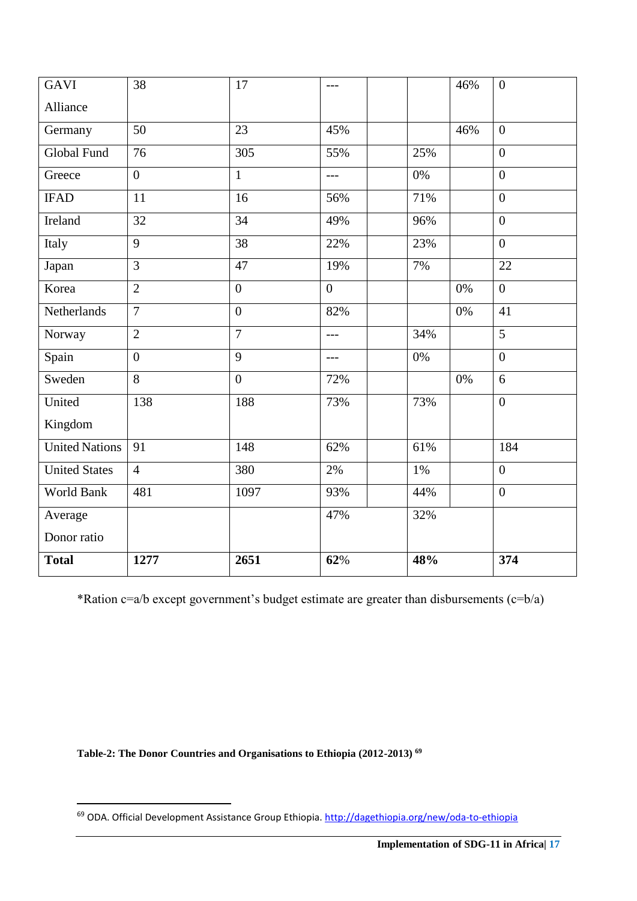| | | | | | | | |
|---|---|---|---|---|---|---|---|
| GAVI Alliance | 38 | 17 | --- | | | 46% | 0 |
| Germany | 50 | 23 | 45% | | | 46% | 0 |
| Global Fund | 76 | 305 | 55% | | 25% | | 0 |
| Greece | 0 | 1 | --- | | 0% | | 0 |
| IFAD | 11 | 16 | 56% | | 71% | | 0 |
| Ireland | 32 | 34 | 49% | | 96% | | 0 |
| Italy | 9 | 38 | 22% | | 23% | | 0 |
| Japan | 3 | 47 | 19% | | 7% | | 22 |
| Korea | 2 | 0 | 0 | | | 0% | 0 |
| Netherlands | 7 | 0 | 82% | | | 0% | 41 |
| Norway | 2 | 7 | --- | | 34% | | 5 |
| Spain | 0 | 9 | --- | | 0% | | 0 |
| Sweden | 8 | 0 | 72% | | | 0% | 6 |
| United Kingdom | 138 | 188 | 73% | | 73% | | 0 |
| United Nations | 91 | 148 | 62% | | 61% | | 184 |
| United States | 4 | 380 | 2% | | 1% | | 0 |
| World Bank | 481 | 1097 | 93% | | 44% | | 0 |
| Average Donor ratio | | | 47% | | 32% | | |
| **Total** | **1277** | **2651** | **62**% | | **48%** | | **374** |

*Ration c=a/b except government's budget estimate are greater than disbursements (c=b/a)

**Table-2: The Donor Countries and Organisations to Ethiopia (2012-2013)** [69]

[69] ODA. Official Development Assistance Group Ethiopia. http://dagethiopia.org/new/oda-to-ethiopia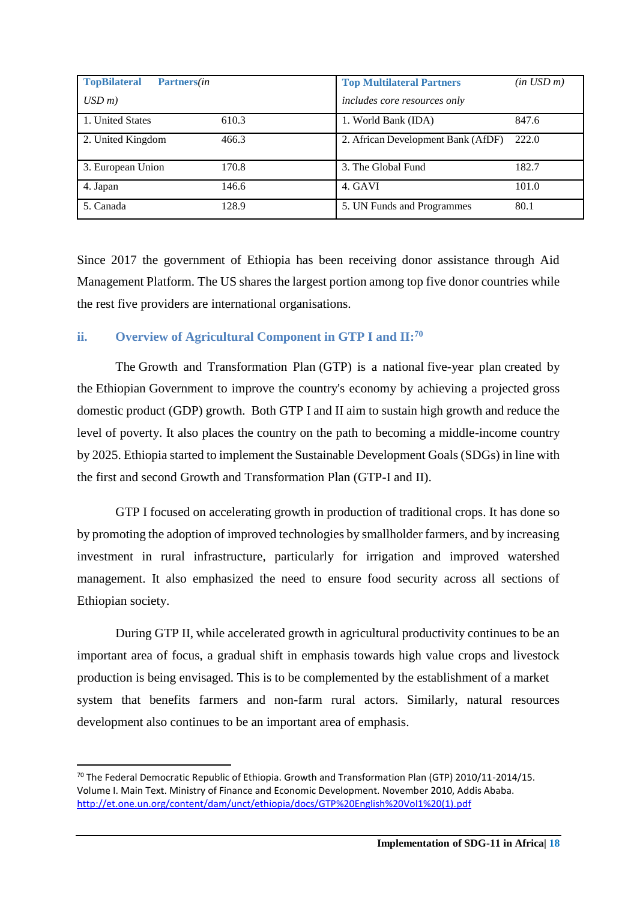| TopBilateral Partners*(in USD m)* | | Top Multilateral Partners *includes core resources only* | *(in USD m)* |
|---|---|---|---|
| 1. United States | 610.3 | 1. World Bank (IDA) | 847.6 |
| 2. United Kingdom | 466.3 | 2. African Development Bank (AfDF) | 222.0 |
| 3. European Union | 170.8 | 3. The Global Fund | 182.7 |
| 4. Japan | 146.6 | 4. GAVI | 101.0 |
| 5. Canada | 128.9 | 5. UN Funds and Programmes | 80.1 |

Since 2017 the government of Ethiopia has been receiving donor assistance through Aid Management Platform. The US shares the largest portion among top five donor countries while the rest five providers are international organisations.

## ii. Overview of Agricultural Component in GTP I and II:[70]

The Growth and Transformation Plan (GTP) is a national five-year plan created by the Ethiopian Government to improve the country's economy by achieving a projected gross domestic product (GDP) growth. Both GTP I and II aim to sustain high growth and reduce the level of poverty. It also places the country on the path to becoming a middle-income country by 2025. Ethiopia started to implement the Sustainable Development Goals (SDGs) in line with the first and second Growth and Transformation Plan (GTP-I and II).

GTP I focused on accelerating growth in production of traditional crops. It has done so by promoting the adoption of improved technologies by smallholder farmers, and by increasing investment in rural infrastructure, particularly for irrigation and improved watershed management. It also emphasized the need to ensure food security across all sections of Ethiopian society.

During GTP II, while accelerated growth in agricultural productivity continues to be an important area of focus, a gradual shift in emphasis towards high value crops and livestock production is being envisaged. This is to be complemented by the establishment of a market system that benefits farmers and non-farm rural actors. Similarly, natural resources development also continues to be an important area of emphasis.

[70] The Federal Democratic Republic of Ethiopia. Growth and Transformation Plan (GTP) 2010/11-2014/15. Volume I. Main Text. Ministry of Finance and Economic Development. November 2010, Addis Ababa. http://et.one.un.org/content/dam/unct/ethiopia/docs/GTP%20English%20Vol1%20(1).pdf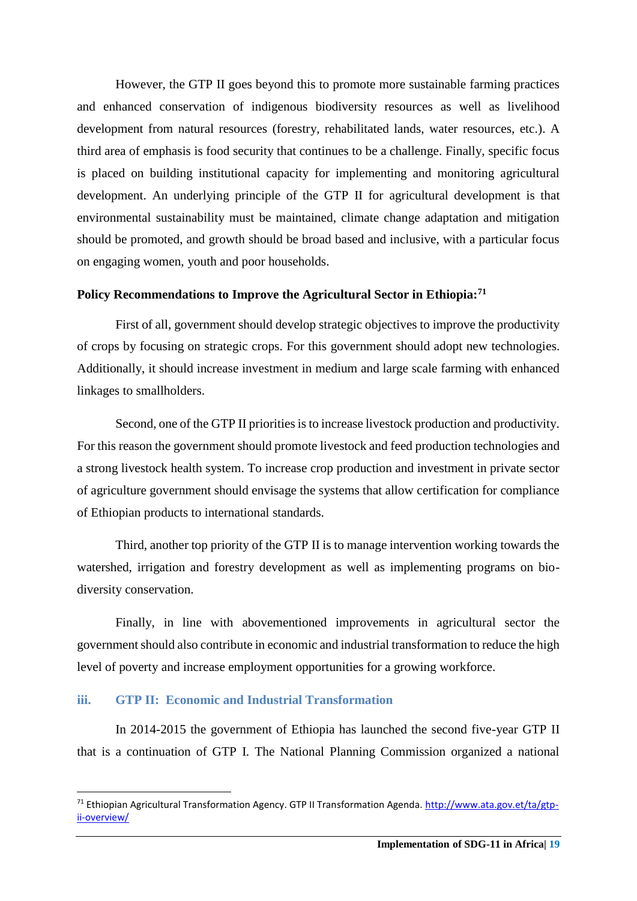However, the GTP II goes beyond this to promote more sustainable farming practices and enhanced conservation of indigenous biodiversity resources as well as livelihood development from natural resources (forestry, rehabilitated lands, water resources, etc.). A third area of emphasis is food security that continues to be a challenge. Finally, specific focus is placed on building institutional capacity for implementing and monitoring agricultural development. An underlying principle of the GTP II for agricultural development is that environmental sustainability must be maintained, climate change adaptation and mitigation should be promoted, and growth should be broad based and inclusive, with a particular focus on engaging women, youth and poor households.

**Policy Recommendations to Improve the Agricultural Sector in Ethiopia:[71]**

First of all, government should develop strategic objectives to improve the productivity of crops by focusing on strategic crops. For this government should adopt new technologies. Additionally, it should increase investment in medium and large scale farming with enhanced linkages to smallholders.

Second, one of the GTP II priorities is to increase livestock production and productivity. For this reason the government should promote livestock and feed production technologies and a strong livestock health system. To increase crop production and investment in private sector of agriculture government should envisage the systems that allow certification for compliance of Ethiopian products to international standards.

Third, another top priority of the GTP II is to manage intervention working towards the watershed, irrigation and forestry development as well as implementing programs on bio-diversity conservation.

Finally, in line with abovementioned improvements in agricultural sector the government should also contribute in economic and industrial transformation to reduce the high level of poverty and increase employment opportunities for a growing workforce.

### iii. GTP II: Economic and Industrial Transformation

In 2014-2015 the government of Ethiopia has launched the second five-year GTP II that is a continuation of GTP I. The National Planning Commission organized a national

---

[71] Ethiopian Agricultural Transformation Agency. GTP II Transformation Agenda. http://www.ata.gov.et/ta/gtp-ii-overview/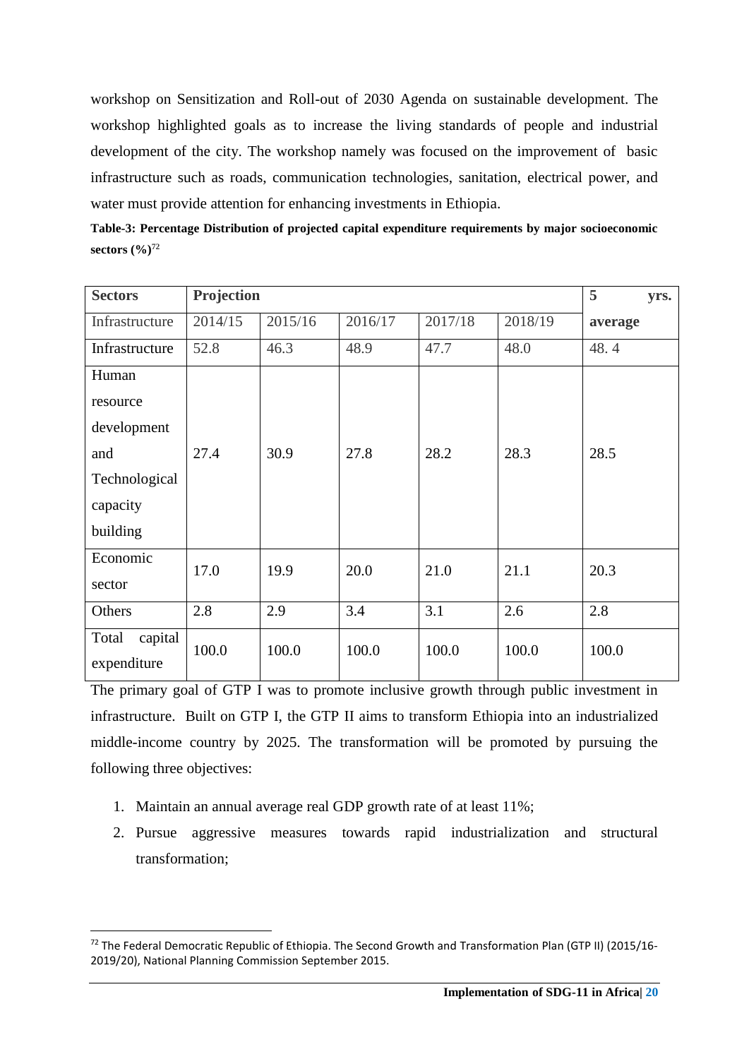workshop on Sensitization and Roll-out of 2030 Agenda on sustainable development. The workshop highlighted goals as to increase the living standards of people and industrial development of the city. The workshop namely was focused on the improvement of basic infrastructure such as roads, communication technologies, sanitation, electrical power, and water must provide attention for enhancing investments in Ethiopia.

**Table-3: Percentage Distribution of projected capital expenditure requirements by major socioeconomic sectors (%)**[72]

| **Sectors** | **Projection** | | | | | **5 yrs. average** |
|---|---|---|---|---|---|---|
| Infrastructure | 2014/15 | 2015/16 | 2016/17 | 2017/18 | 2018/19 | |
| Infrastructure | 52.8 | 46.3 | 48.9 | 47.7 | 48.0 | 48. 4 |
| Human resource development and Technological capacity building | 27.4 | 30.9 | 27.8 | 28.2 | 28.3 | 28.5 |
| Economic sector | 17.0 | 19.9 | 20.0 | 21.0 | 21.1 | 20.3 |
| Others | 2.8 | 2.9 | 3.4 | 3.1 | 2.6 | 2.8 |
| Total capital expenditure | 100.0 | 100.0 | 100.0 | 100.0 | 100.0 | 100.0 |

The primary goal of GTP I was to promote inclusive growth through public investment in infrastructure. Built on GTP I, the GTP II aims to transform Ethiopia into an industrialized middle-income country by 2025. The transformation will be promoted by pursuing the following three objectives:

1. Maintain an annual average real GDP growth rate of at least 11%;
2. Pursue aggressive measures towards rapid industrialization and structural transformation;

[72] The Federal Democratic Republic of Ethiopia. The Second Growth and Transformation Plan (GTP II) (2015/16-2019/20), National Planning Commission September 2015.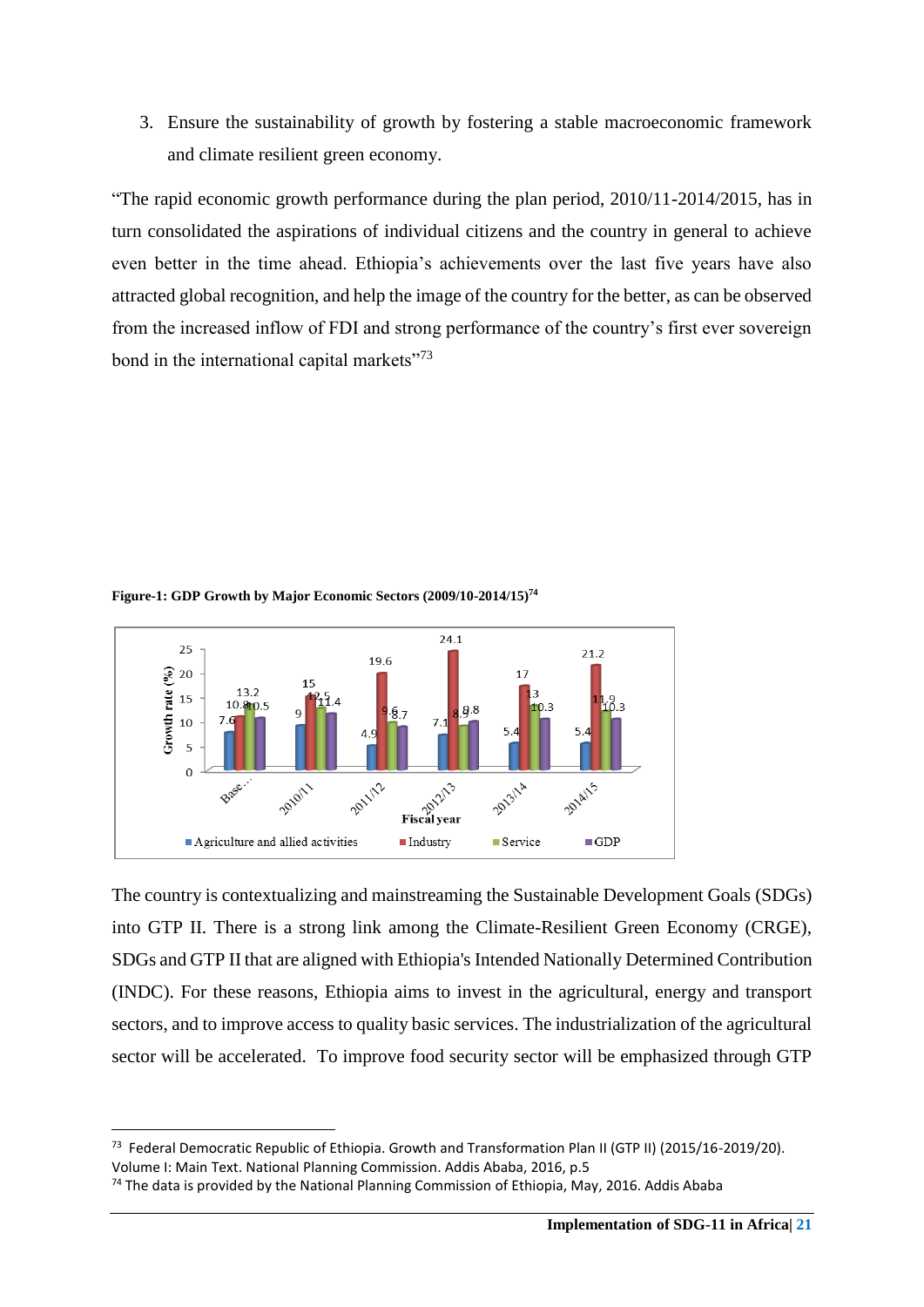3. Ensure the sustainability of growth by fostering a stable macroeconomic framework and climate resilient green economy.

"The rapid economic growth performance during the plan period, 2010/11-2014/2015, has in turn consolidated the aspirations of individual citizens and the country in general to achieve even better in the time ahead. Ethiopia's achievements over the last five years have also attracted global recognition, and help the image of the country for the better, as can be observed from the increased inflow of FDI and strong performance of the country's first ever sovereign bond in the international capital markets"[73]

**Figure-1: GDP Growth by Major Economic Sectors (2009/10-2014/15)**[74]

| Fiscal year | Agriculture and allied activities | Industry | Service | GDP |
|---|---|---|---|---|
| Base... | 7.6 | 10.8 | 13.2 | 10.5 |
| 2010/11 | 9 | 15 | 12.5 | 11.4 |
| 2011/12 | 4.9 | 19.6 | 9.6 | 8.7 |
| 2012/13 | 7.1 | 24.1 | 8.9 | 9.8 |
| 2013/14 | 5.4 | 17 | 13 | 10.3 |
| 2014/15 | 5.4 | 21.2 | 11.9 | 10.3 |

The country is contextualizing and mainstreaming the Sustainable Development Goals (SDGs) into GTP II. There is a strong link among the Climate-Resilient Green Economy (CRGE), SDGs and GTP II that are aligned with Ethiopia's Intended Nationally Determined Contribution (INDC). For these reasons, Ethiopia aims to invest in the agricultural, energy and transport sectors, and to improve access to quality basic services. The industrialization of the agricultural sector will be accelerated. To improve food security sector will be emphasized through GTP

---

[73] Federal Democratic Republic of Ethiopia. Growth and Transformation Plan II (GTP II) (2015/16-2019/20). Volume I: Main Text. National Planning Commission. Addis Ababa, 2016, p.5

[74] The data is provided by the National Planning Commission of Ethiopia, May, 2016. Addis Ababa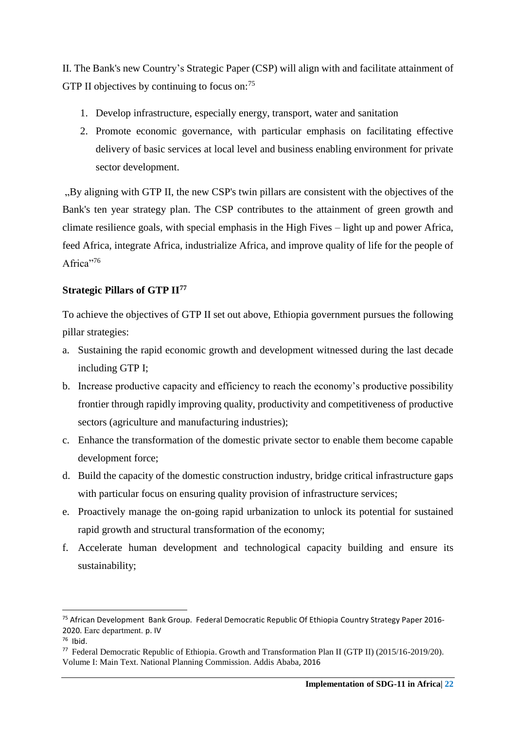II. The Bank's new Country's Strategic Paper (CSP) will align with and facilitate attainment of GTP II objectives by continuing to focus on:[75]

1. Develop infrastructure, especially energy, transport, water and sanitation
2. Promote economic governance, with particular emphasis on facilitating effective delivery of basic services at local level and business enabling environment for private sector development.

„By aligning with GTP II, the new CSP's twin pillars are consistent with the objectives of the Bank's ten year strategy plan. The CSP contributes to the attainment of green growth and climate resilience goals, with special emphasis in the High Fives – light up and power Africa, feed Africa, integrate Africa, industrialize Africa, and improve quality of life for the people of Africa"[76]

**Strategic Pillars of GTP II[77]**

To achieve the objectives of GTP II set out above, Ethiopia government pursues the following pillar strategies:

a. Sustaining the rapid economic growth and development witnessed during the last decade including GTP I;
b. Increase productive capacity and efficiency to reach the economy's productive possibility frontier through rapidly improving quality, productivity and competitiveness of productive sectors (agriculture and manufacturing industries);
c. Enhance the transformation of the domestic private sector to enable them become capable development force;
d. Build the capacity of the domestic construction industry, bridge critical infrastructure gaps with particular focus on ensuring quality provision of infrastructure services;
e. Proactively manage the on-going rapid urbanization to unlock its potential for sustained rapid growth and structural transformation of the economy;
f. Accelerate human development and technological capacity building and ensure its sustainability;

---

[75] African Development Bank Group. Federal Democratic Republic Of Ethiopia Country Strategy Paper 2016-2020. Earc department. p. IV

[76] Ibid.

[77] Federal Democratic Republic of Ethiopia. Growth and Transformation Plan II (GTP II) (2015/16-2019/20). Volume I: Main Text. National Planning Commission. Addis Ababa, 2016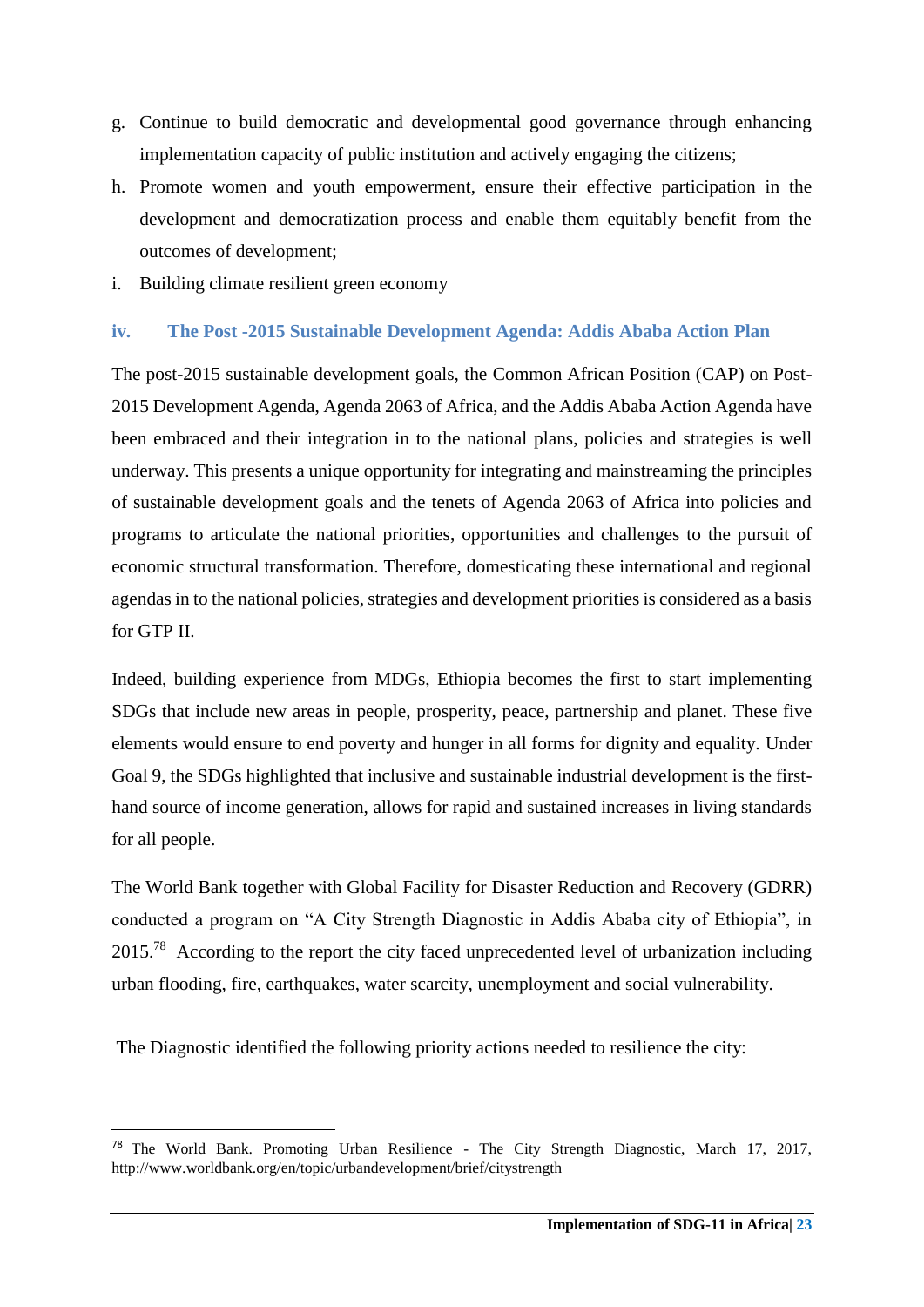g. Continue to build democratic and developmental good governance through enhancing implementation capacity of public institution and actively engaging the citizens;

h. Promote women and youth empowerment, ensure their effective participation in the development and democratization process and enable them equitably benefit from the outcomes of development;

i. Building climate resilient green economy

### iv. The Post -2015 Sustainable Development Agenda: Addis Ababa Action Plan

The post-2015 sustainable development goals, the Common African Position (CAP) on Post-2015 Development Agenda, Agenda 2063 of Africa, and the Addis Ababa Action Agenda have been embraced and their integration in to the national plans, policies and strategies is well underway. This presents a unique opportunity for integrating and mainstreaming the principles of sustainable development goals and the tenets of Agenda 2063 of Africa into policies and programs to articulate the national priorities, opportunities and challenges to the pursuit of economic structural transformation. Therefore, domesticating these international and regional agendas in to the national policies, strategies and development priorities is considered as a basis for GTP II.

Indeed, building experience from MDGs, Ethiopia becomes the first to start implementing SDGs that include new areas in people, prosperity, peace, partnership and planet. These five elements would ensure to end poverty and hunger in all forms for dignity and equality. Under Goal 9, the SDGs highlighted that inclusive and sustainable industrial development is the first-hand source of income generation, allows for rapid and sustained increases in living standards for all people.

The World Bank together with Global Facility for Disaster Reduction and Recovery (GDRR) conducted a program on "A City Strength Diagnostic in Addis Ababa city of Ethiopia", in 2015.[78] According to the report the city faced unprecedented level of urbanization including urban flooding, fire, earthquakes, water scarcity, unemployment and social vulnerability.

The Diagnostic identified the following priority actions needed to resilience the city:

---

[78] The World Bank. Promoting Urban Resilience - The City Strength Diagnostic, March 17, 2017, http://www.worldbank.org/en/topic/urbandevelopment/brief/citystrength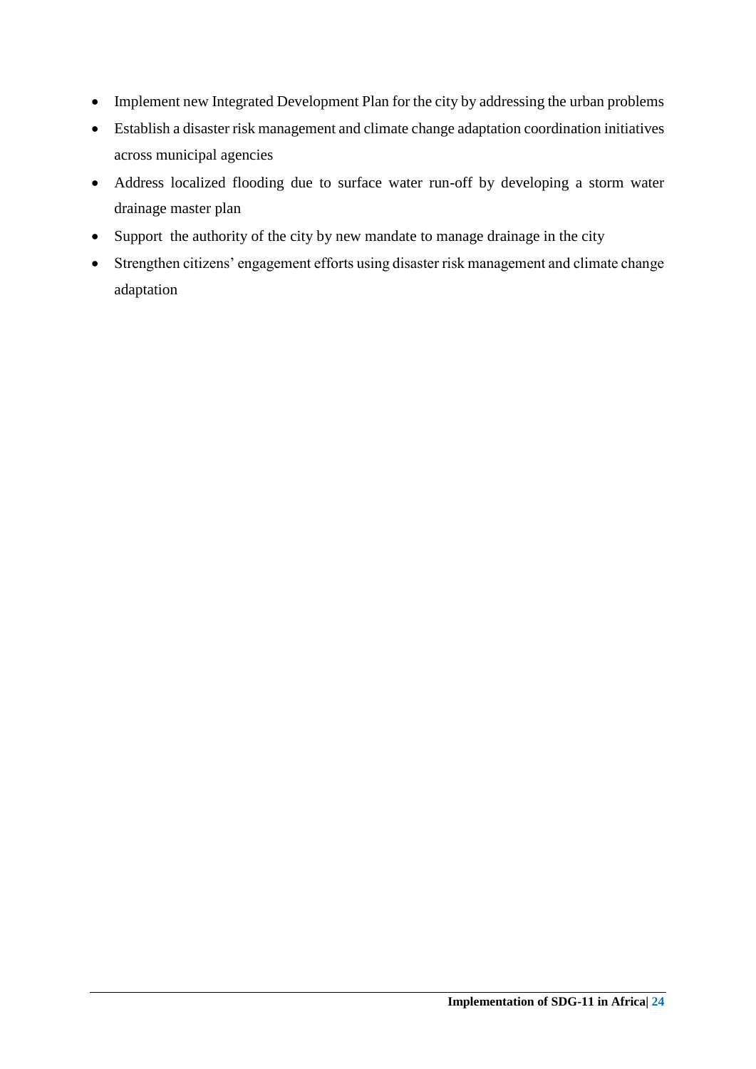- Implement new Integrated Development Plan for the city by addressing the urban problems
- Establish a disaster risk management and climate change adaptation coordination initiatives across municipal agencies
- Address localized flooding due to surface water run-off by developing a storm water drainage master plan
- Support the authority of the city by new mandate to manage drainage in the city
- Strengthen citizens' engagement efforts using disaster risk management and climate change adaptation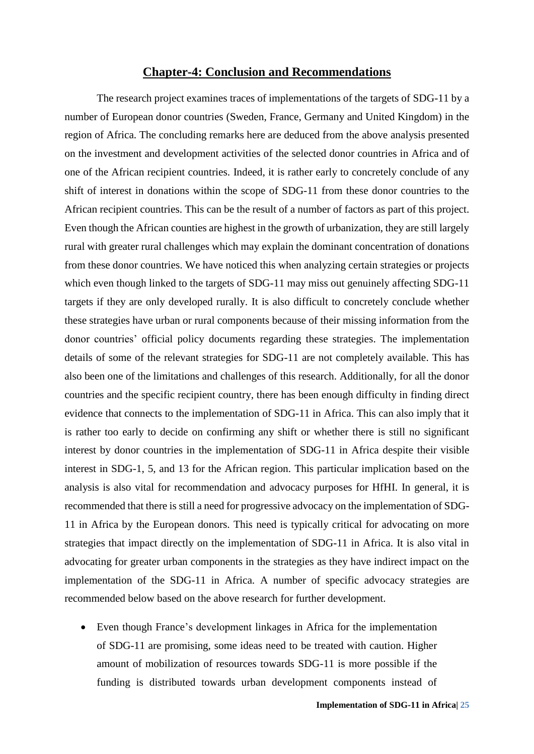# Chapter-4: Conclusion and Recommendations

The research project examines traces of implementations of the targets of SDG-11 by a number of European donor countries (Sweden, France, Germany and United Kingdom) in the region of Africa. The concluding remarks here are deduced from the above analysis presented on the investment and development activities of the selected donor countries in Africa and of one of the African recipient countries. Indeed, it is rather early to concretely conclude of any shift of interest in donations within the scope of SDG-11 from these donor countries to the African recipient countries. This can be the result of a number of factors as part of this project. Even though the African counties are highest in the growth of urbanization, they are still largely rural with greater rural challenges which may explain the dominant concentration of donations from these donor countries. We have noticed this when analyzing certain strategies or projects which even though linked to the targets of SDG-11 may miss out genuinely affecting SDG-11 targets if they are only developed rurally. It is also difficult to concretely conclude whether these strategies have urban or rural components because of their missing information from the donor countries' official policy documents regarding these strategies. The implementation details of some of the relevant strategies for SDG-11 are not completely available. This has also been one of the limitations and challenges of this research. Additionally, for all the donor countries and the specific recipient country, there has been enough difficulty in finding direct evidence that connects to the implementation of SDG-11 in Africa. This can also imply that it is rather too early to decide on confirming any shift or whether there is still no significant interest by donor countries in the implementation of SDG-11 in Africa despite their visible interest in SDG-1, 5, and 13 for the African region. This particular implication based on the analysis is also vital for recommendation and advocacy purposes for HfHI. In general, it is recommended that there is still a need for progressive advocacy on the implementation of SDG-11 in Africa by the European donors. This need is typically critical for advocating on more strategies that impact directly on the implementation of SDG-11 in Africa. It is also vital in advocating for greater urban components in the strategies as they have indirect impact on the implementation of the SDG-11 in Africa. A number of specific advocacy strategies are recommended below based on the above research for further development.

- Even though France's development linkages in Africa for the implementation of SDG-11 are promising, some ideas need to be treated with caution. Higher amount of mobilization of resources towards SDG-11 is more possible if the funding is distributed towards urban development components instead of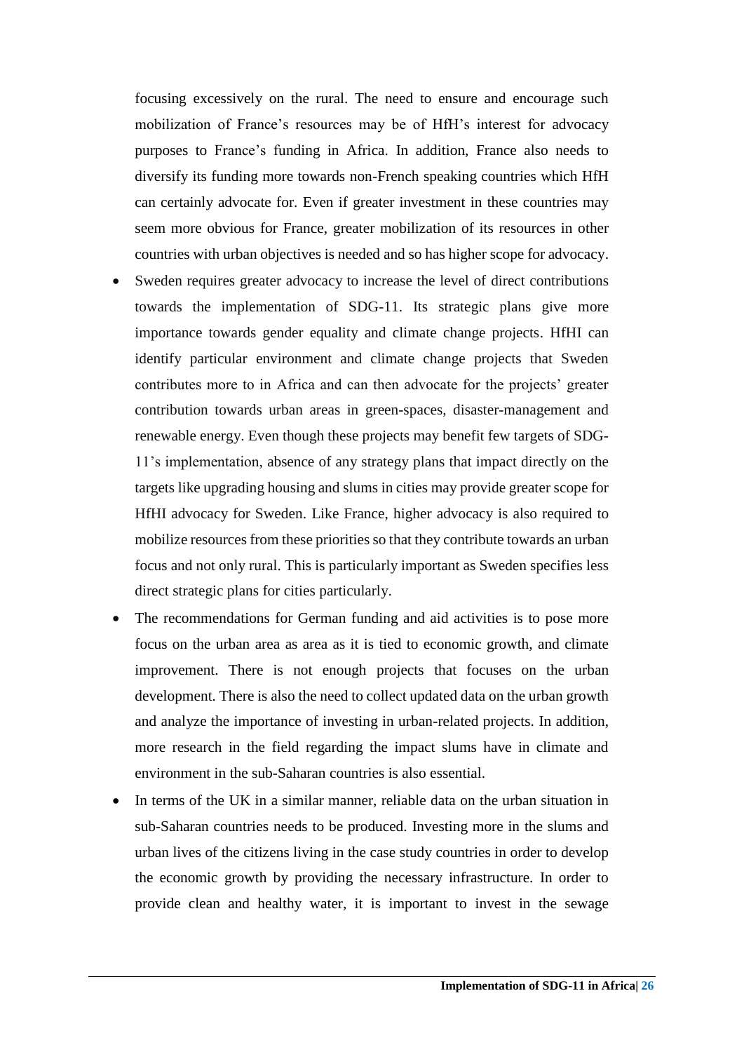focusing excessively on the rural. The need to ensure and encourage such mobilization of France's resources may be of HfH's interest for advocacy purposes to France's funding in Africa. In addition, France also needs to diversify its funding more towards non-French speaking countries which HfH can certainly advocate for. Even if greater investment in these countries may seem more obvious for France, greater mobilization of its resources in other countries with urban objectives is needed and so has higher scope for advocacy.

- Sweden requires greater advocacy to increase the level of direct contributions towards the implementation of SDG-11. Its strategic plans give more importance towards gender equality and climate change projects. HfHI can identify particular environment and climate change projects that Sweden contributes more to in Africa and can then advocate for the projects' greater contribution towards urban areas in green-spaces, disaster-management and renewable energy. Even though these projects may benefit few targets of SDG-11's implementation, absence of any strategy plans that impact directly on the targets like upgrading housing and slums in cities may provide greater scope for HfHI advocacy for Sweden. Like France, higher advocacy is also required to mobilize resources from these priorities so that they contribute towards an urban focus and not only rural. This is particularly important as Sweden specifies less direct strategic plans for cities particularly.
- The recommendations for German funding and aid activities is to pose more focus on the urban area as area as it is tied to economic growth, and climate improvement. There is not enough projects that focuses on the urban development. There is also the need to collect updated data on the urban growth and analyze the importance of investing in urban-related projects. In addition, more research in the field regarding the impact slums have in climate and environment in the sub-Saharan countries is also essential.
- In terms of the UK in a similar manner, reliable data on the urban situation in sub-Saharan countries needs to be produced. Investing more in the slums and urban lives of the citizens living in the case study countries in order to develop the economic growth by providing the necessary infrastructure. In order to provide clean and healthy water, it is important to invest in the sewage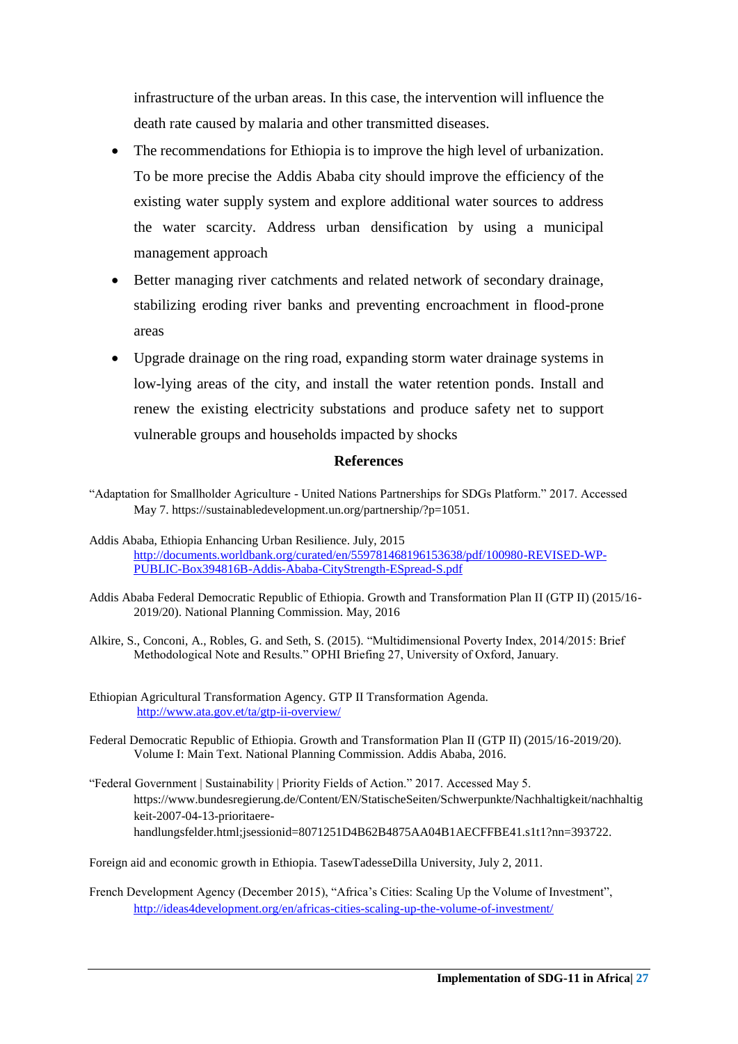infrastructure of the urban areas. In this case, the intervention will influence the death rate caused by malaria and other transmitted diseases.

- The recommendations for Ethiopia is to improve the high level of urbanization. To be more precise the Addis Ababa city should improve the efficiency of the existing water supply system and explore additional water sources to address the water scarcity. Address urban densification by using a municipal management approach
- Better managing river catchments and related network of secondary drainage, stabilizing eroding river banks and preventing encroachment in flood-prone areas
- Upgrade drainage on the ring road, expanding storm water drainage systems in low-lying areas of the city, and install the water retention ponds. Install and renew the existing electricity substations and produce safety net to support vulnerable groups and households impacted by shocks

## References

"Adaptation for Smallholder Agriculture - United Nations Partnerships for SDGs Platform." 2017. Accessed May 7. https://sustainabledevelopment.un.org/partnership/?p=1051.

Addis Ababa, Ethiopia Enhancing Urban Resilience. July, 2015 http://documents.worldbank.org/curated/en/559781468196153638/pdf/100980-REVISED-WP-PUBLIC-Box394816B-Addis-Ababa-CityStrength-ESpread-S.pdf

Addis Ababa Federal Democratic Republic of Ethiopia. Growth and Transformation Plan II (GTP II) (2015/16-2019/20). National Planning Commission. May, 2016

Alkire, S., Conconi, A., Robles, G. and Seth, S. (2015). "Multidimensional Poverty Index, 2014/2015: Brief Methodological Note and Results." OPHI Briefing 27, University of Oxford, January.

Ethiopian Agricultural Transformation Agency. GTP II Transformation Agenda. http://www.ata.gov.et/ta/gtp-ii-overview/

Federal Democratic Republic of Ethiopia. Growth and Transformation Plan II (GTP II) (2015/16-2019/20). Volume I: Main Text. National Planning Commission. Addis Ababa, 2016.

"Federal Government | Sustainability | Priority Fields of Action." 2017. Accessed May 5. https://www.bundesregierung.de/Content/EN/StatischeSeiten/Schwerpunkte/Nachhaltigkeit/nachhaltigkeit-2007-04-13-prioritaere-handlungsfelder.html;jsessionid=8071251D4B62B4875AA04B1AECFFBE41.s1t1?nn=393722.

Foreign aid and economic growth in Ethiopia. TasewTadesseDilla University, July 2, 2011.

French Development Agency (December 2015), "Africa's Cities: Scaling Up the Volume of Investment", http://ideas4development.org/en/africas-cities-scaling-up-the-volume-of-investment/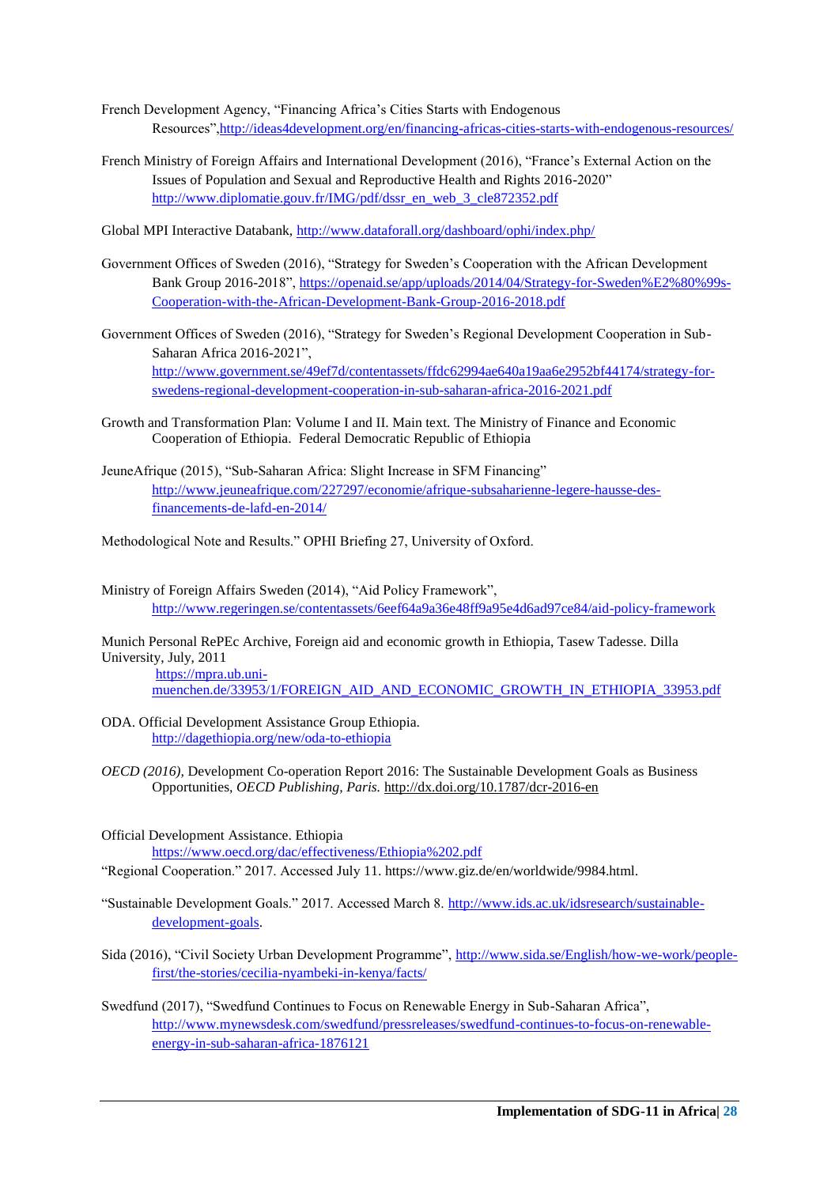French Development Agency, "Financing Africa's Cities Starts with Endogenous Resources",http://ideas4development.org/en/financing-africas-cities-starts-with-endogenous-resources/

French Ministry of Foreign Affairs and International Development (2016), "France's External Action on the Issues of Population and Sexual and Reproductive Health and Rights 2016-2020" http://www.diplomatie.gouv.fr/IMG/pdf/dssr_en_web_3_cle872352.pdf

Global MPI Interactive Databank, http://www.dataforall.org/dashboard/ophi/index.php/

Government Offices of Sweden (2016), "Strategy for Sweden's Cooperation with the African Development Bank Group 2016-2018", https://openaid.se/app/uploads/2014/04/Strategy-for-Sweden%E2%80%99s-Cooperation-with-the-African-Development-Bank-Group-2016-2018.pdf

Government Offices of Sweden (2016), "Strategy for Sweden's Regional Development Cooperation in Sub-Saharan Africa 2016-2021", http://www.government.se/49ef7d/contentassets/ffdc62994ae640a19aa6e2952bf44174/strategy-for-swedens-regional-development-cooperation-in-sub-saharan-africa-2016-2021.pdf

Growth and Transformation Plan: Volume I and II. Main text. The Ministry of Finance and Economic Cooperation of Ethiopia. Federal Democratic Republic of Ethiopia

JeuneAfrique (2015), "Sub-Saharan Africa: Slight Increase in SFM Financing" http://www.jeuneafrique.com/227297/economie/afrique-subsaharienne-legere-hausse-des-financements-de-lafd-en-2014/

Methodological Note and Results." OPHI Briefing 27, University of Oxford.

Ministry of Foreign Affairs Sweden (2014), "Aid Policy Framework", http://www.regeringen.se/contentassets/6eef64a9a36e48ff9a95e4d6ad97ce84/aid-policy-framework

Munich Personal RePEc Archive, Foreign aid and economic growth in Ethiopia, Tasew Tadesse. Dilla University, July, 2011 https://mpra.ub.uni-muenchen.de/33953/1/FOREIGN_AID_AND_ECONOMIC_GROWTH_IN_ETHIOPIA_33953.pdf

ODA. Official Development Assistance Group Ethiopia. http://dagethiopia.org/new/oda-to-ethiopia

*OECD (2016),* Development Co-operation Report 2016: The Sustainable Development Goals as Business Opportunities, *OECD Publishing, Paris.* http://dx.doi.org/10.1787/dcr-2016-en

Official Development Assistance. Ethiopia https://www.oecd.org/dac/effectiveness/Ethiopia%202.pdf

"Regional Cooperation." 2017. Accessed July 11. https://www.giz.de/en/worldwide/9984.html.

"Sustainable Development Goals." 2017. Accessed March 8. http://www.ids.ac.uk/idsresearch/sustainable-development-goals.

Sida (2016), "Civil Society Urban Development Programme", http://www.sida.se/English/how-we-work/people-first/the-stories/cecilia-nyambeki-in-kenya/facts/

Swedfund (2017), "Swedfund Continues to Focus on Renewable Energy in Sub-Saharan Africa", http://www.mynewsdesk.com/swedfund/pressreleases/swedfund-continues-to-focus-on-renewable-energy-in-sub-saharan-africa-1876121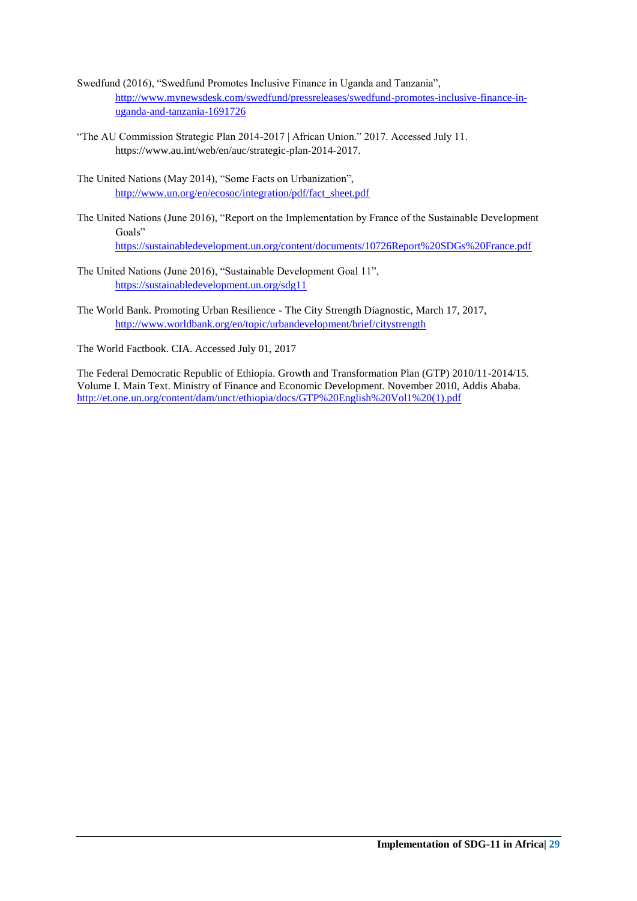Swedfund (2016), “Swedfund Promotes Inclusive Finance in Uganda and Tanzania”, http://www.mynewsdesk.com/swedfund/pressreleases/swedfund-promotes-inclusive-finance-in-uganda-and-tanzania-1691726

“The AU Commission Strategic Plan 2014-2017 | African Union.” 2017. Accessed July 11. https://www.au.int/web/en/auc/strategic-plan-2014-2017.

The United Nations (May 2014), “Some Facts on Urbanization”, http://www.un.org/en/ecosoc/integration/pdf/fact_sheet.pdf

The United Nations (June 2016), “Report on the Implementation by France of the Sustainable Development Goals” https://sustainabledevelopment.un.org/content/documents/10726Report%20SDGs%20France.pdf

The United Nations (June 2016), “Sustainable Development Goal 11”, https://sustainabledevelopment.un.org/sdg11

The World Bank. Promoting Urban Resilience - The City Strength Diagnostic, March 17, 2017, http://www.worldbank.org/en/topic/urbandevelopment/brief/citystrength

The World Factbook. CIA. Accessed July 01, 2017

The Federal Democratic Republic of Ethiopia. Growth and Transformation Plan (GTP) 2010/11-2014/15. Volume I. Main Text. Ministry of Finance and Economic Development. November 2010, Addis Ababa. http://et.one.un.org/content/dam/unct/ethiopia/docs/GTP%20English%20Vol1%20(1).pdf